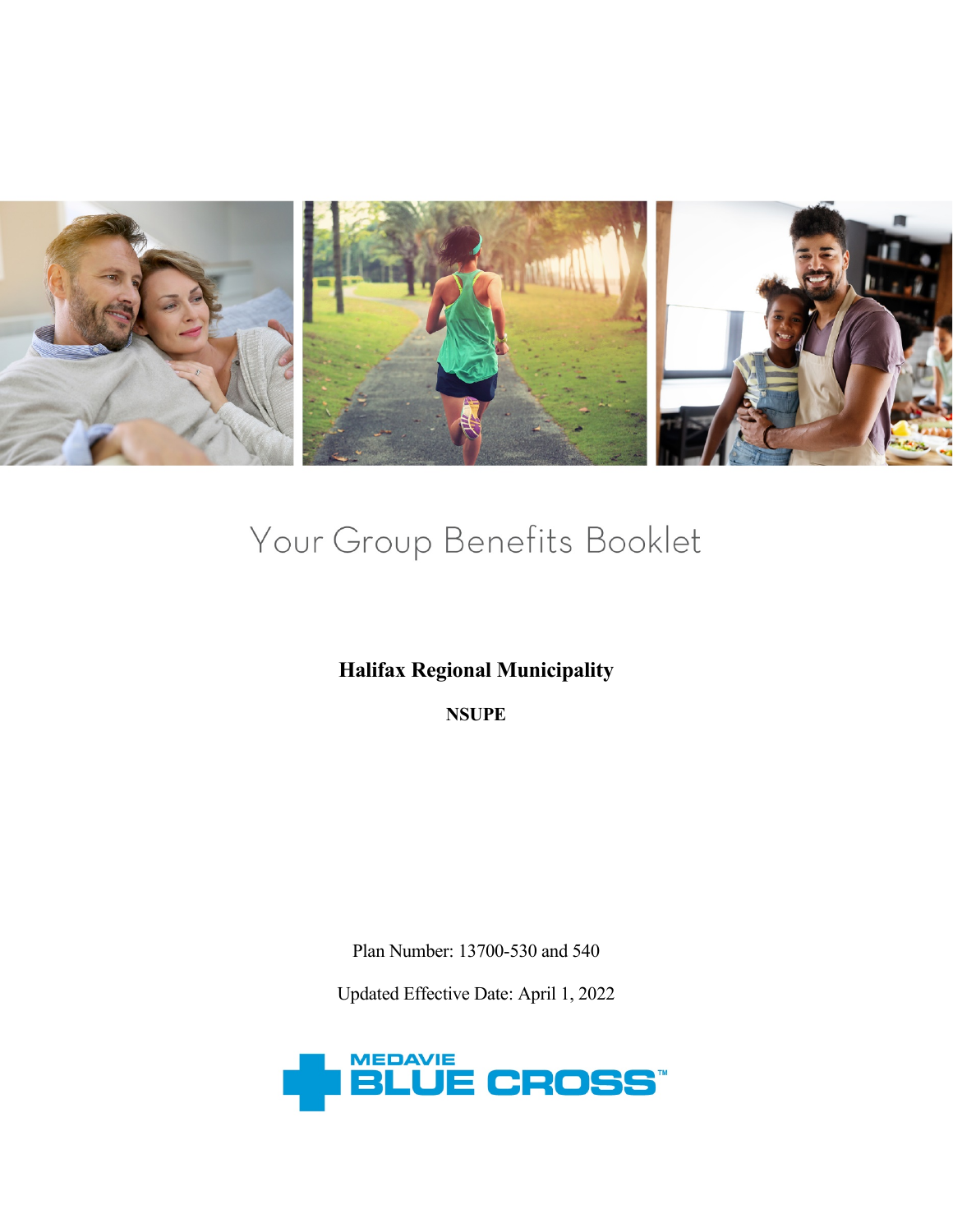# Your Group Benefits Booklet

**Halifax Regional Municipality**

**NSUPE**

Plan Number: 13700-530 and 540

Updated Effective Date: April 1, 2022

MEDAVIE BLUE CROSS™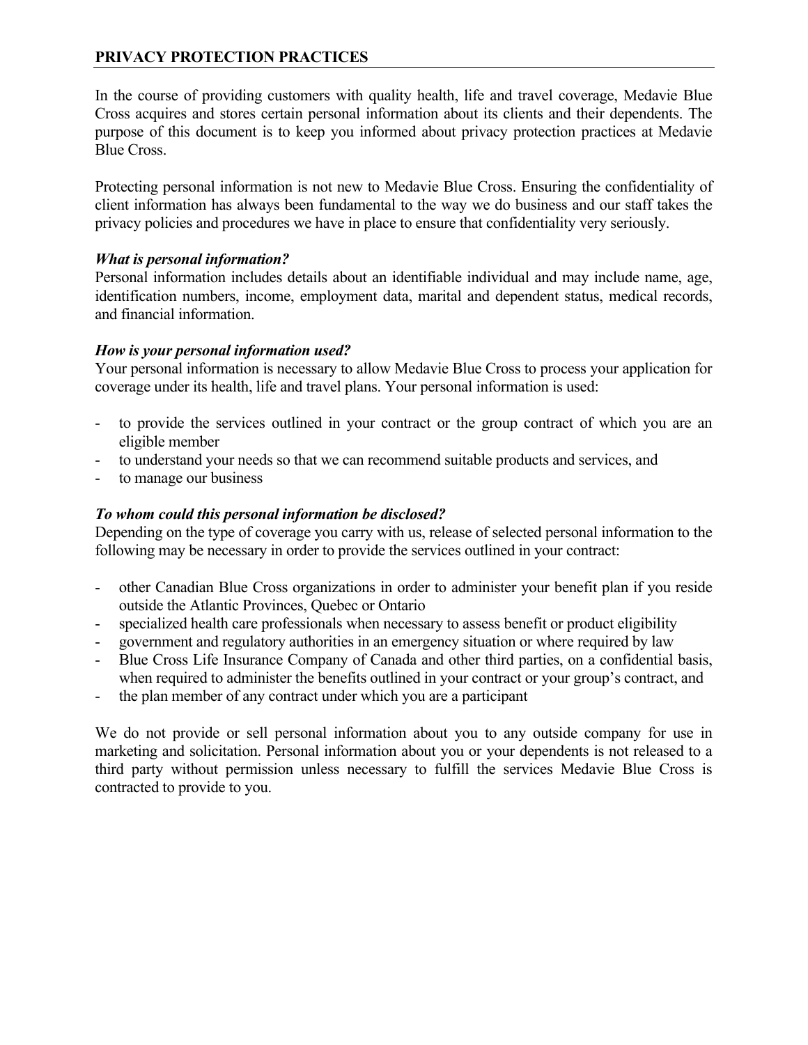## PRIVACY PROTECTION PRACTICES

In the course of providing customers with quality health, life and travel coverage, Medavie Blue Cross acquires and stores certain personal information about its clients and their dependents. The purpose of this document is to keep you informed about privacy protection practices at Medavie Blue Cross.

Protecting personal information is not new to Medavie Blue Cross. Ensuring the confidentiality of client information has always been fundamental to the way we do business and our staff takes the privacy policies and procedures we have in place to ensure that confidentiality very seriously.

***What is personal information?***

Personal information includes details about an identifiable individual and may include name, age, identification numbers, income, employment data, marital and dependent status, medical records, and financial information.

***How is your personal information used?***

Your personal information is necessary to allow Medavie Blue Cross to process your application for coverage under its health, life and travel plans. Your personal information is used:

- to provide the services outlined in your contract or the group contract of which you are an eligible member
- to understand your needs so that we can recommend suitable products and services, and
- to manage our business

***To whom could this personal information be disclosed?***

Depending on the type of coverage you carry with us, release of selected personal information to the following may be necessary in order to provide the services outlined in your contract:

- other Canadian Blue Cross organizations in order to administer your benefit plan if you reside outside the Atlantic Provinces, Quebec or Ontario
- specialized health care professionals when necessary to assess benefit or product eligibility
- government and regulatory authorities in an emergency situation or where required by law
- Blue Cross Life Insurance Company of Canada and other third parties, on a confidential basis, when required to administer the benefits outlined in your contract or your group's contract, and
- the plan member of any contract under which you are a participant

We do not provide or sell personal information about you to any outside company for use in marketing and solicitation. Personal information about you or your dependents is not released to a third party without permission unless necessary to fulfill the services Medavie Blue Cross is contracted to provide to you.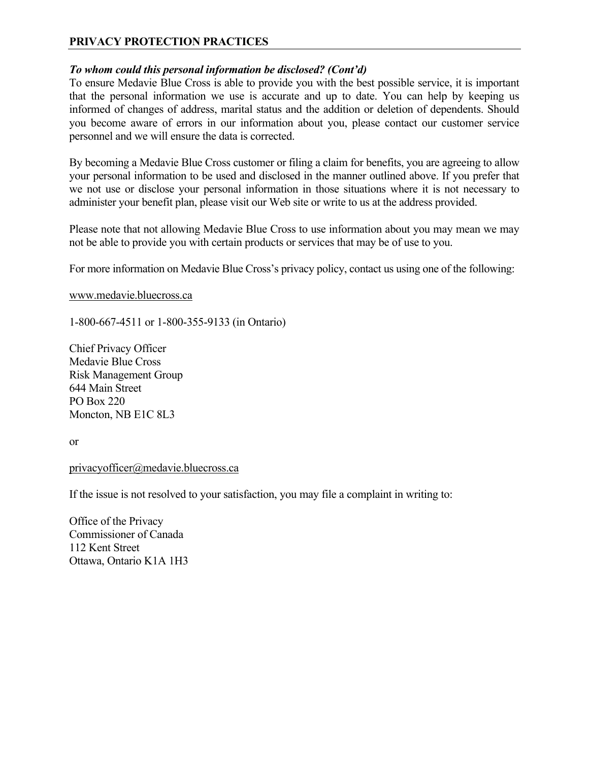## PRIVACY PROTECTION PRACTICES

***To whom could this personal information be disclosed? (Cont'd)***

To ensure Medavie Blue Cross is able to provide you with the best possible service, it is important that the personal information we use is accurate and up to date. You can help by keeping us informed of changes of address, marital status and the addition or deletion of dependents. Should you become aware of errors in our information about you, please contact our customer service personnel and we will ensure the data is corrected.

By becoming a Medavie Blue Cross customer or filing a claim for benefits, you are agreeing to allow your personal information to be used and disclosed in the manner outlined above. If you prefer that we not use or disclose your personal information in those situations where it is not necessary to administer your benefit plan, please visit our Web site or write to us at the address provided.

Please note that not allowing Medavie Blue Cross to use information about you may mean we may not be able to provide you with certain products or services that may be of use to you.

For more information on Medavie Blue Cross's privacy policy, contact us using one of the following:

www.medavie.bluecross.ca

1-800-667-4511 or 1-800-355-9133 (in Ontario)

Chief Privacy Officer  
Medavie Blue Cross  
Risk Management Group  
644 Main Street  
PO Box 220  
Moncton, NB E1C 8L3

or

privacyofficer@medavie.bluecross.ca

If the issue is not resolved to your satisfaction, you may file a complaint in writing to:

Office of the Privacy  
Commissioner of Canada  
112 Kent Street  
Ottawa, Ontario K1A 1H3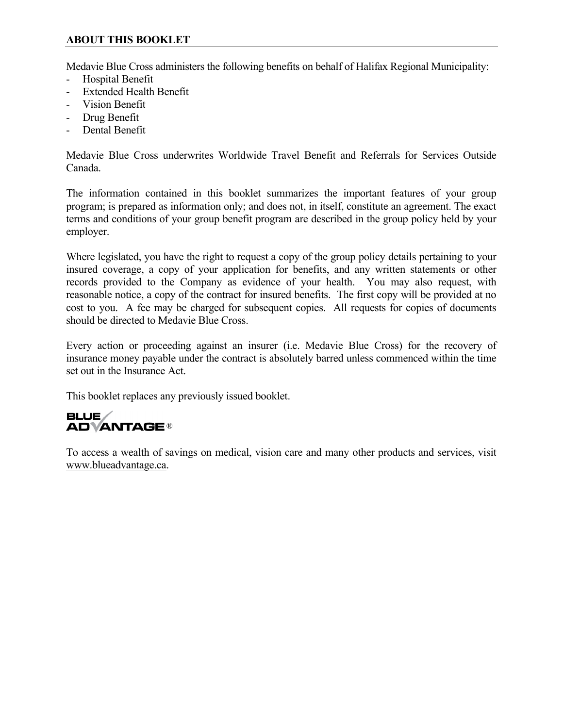## ABOUT THIS BOOKLET

Medavie Blue Cross administers the following benefits on behalf of Halifax Regional Municipality:

- Hospital Benefit
- Extended Health Benefit
- Vision Benefit
- Drug Benefit
- Dental Benefit

Medavie Blue Cross underwrites Worldwide Travel Benefit and Referrals for Services Outside Canada.

The information contained in this booklet summarizes the important features of your group program; is prepared as information only; and does not, in itself, constitute an agreement. The exact terms and conditions of your group benefit program are described in the group policy held by your employer.

Where legislated, you have the right to request a copy of the group policy details pertaining to your insured coverage, a copy of your application for benefits, and any written statements or other records provided to the Company as evidence of your health. You may also request, with reasonable notice, a copy of the contract for insured benefits. The first copy will be provided at no cost to you. A fee may be charged for subsequent copies. All requests for copies of documents should be directed to Medavie Blue Cross.

Every action or proceeding against an insurer (i.e. Medavie Blue Cross) for the recovery of insurance money payable under the contract is absolutely barred unless commenced within the time set out in the Insurance Act.

This booklet replaces any previously issued booklet.

**BLUE ADVANTAGE®**

To access a wealth of savings on medical, vision care and many other products and services, visit www.blueadvantage.ca.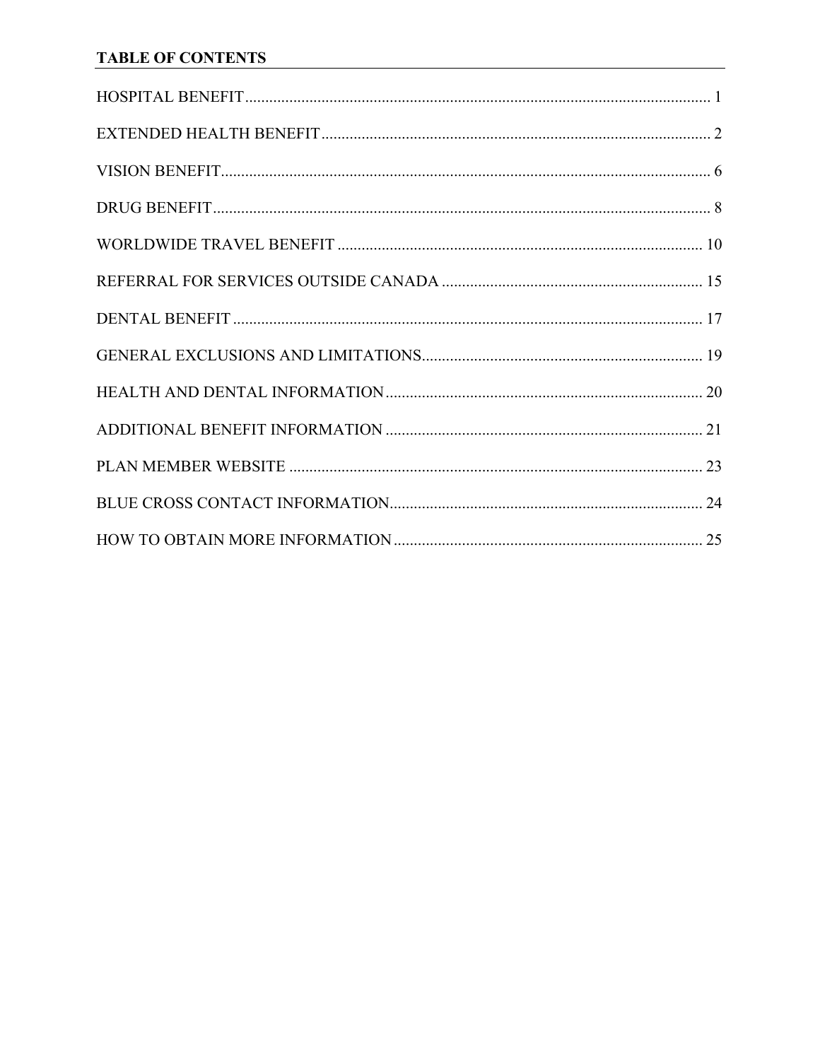## TABLE OF CONTENTS

| | |
|---|---|
| HOSPITAL BENEFIT | 1 |
| EXTENDED HEALTH BENEFIT | 2 |
| VISION BENEFIT | 6 |
| DRUG BENEFIT | 8 |
| WORLDWIDE TRAVEL BENEFIT | 10 |
| REFERRAL FOR SERVICES OUTSIDE CANADA | 15 |
| DENTAL BENEFIT | 17 |
| GENERAL EXCLUSIONS AND LIMITATIONS | 19 |
| HEALTH AND DENTAL INFORMATION | 20 |
| ADDITIONAL BENEFIT INFORMATION | 21 |
| PLAN MEMBER WEBSITE | 23 |
| BLUE CROSS CONTACT INFORMATION | 24 |
| HOW TO OBTAIN MORE INFORMATION | 25 |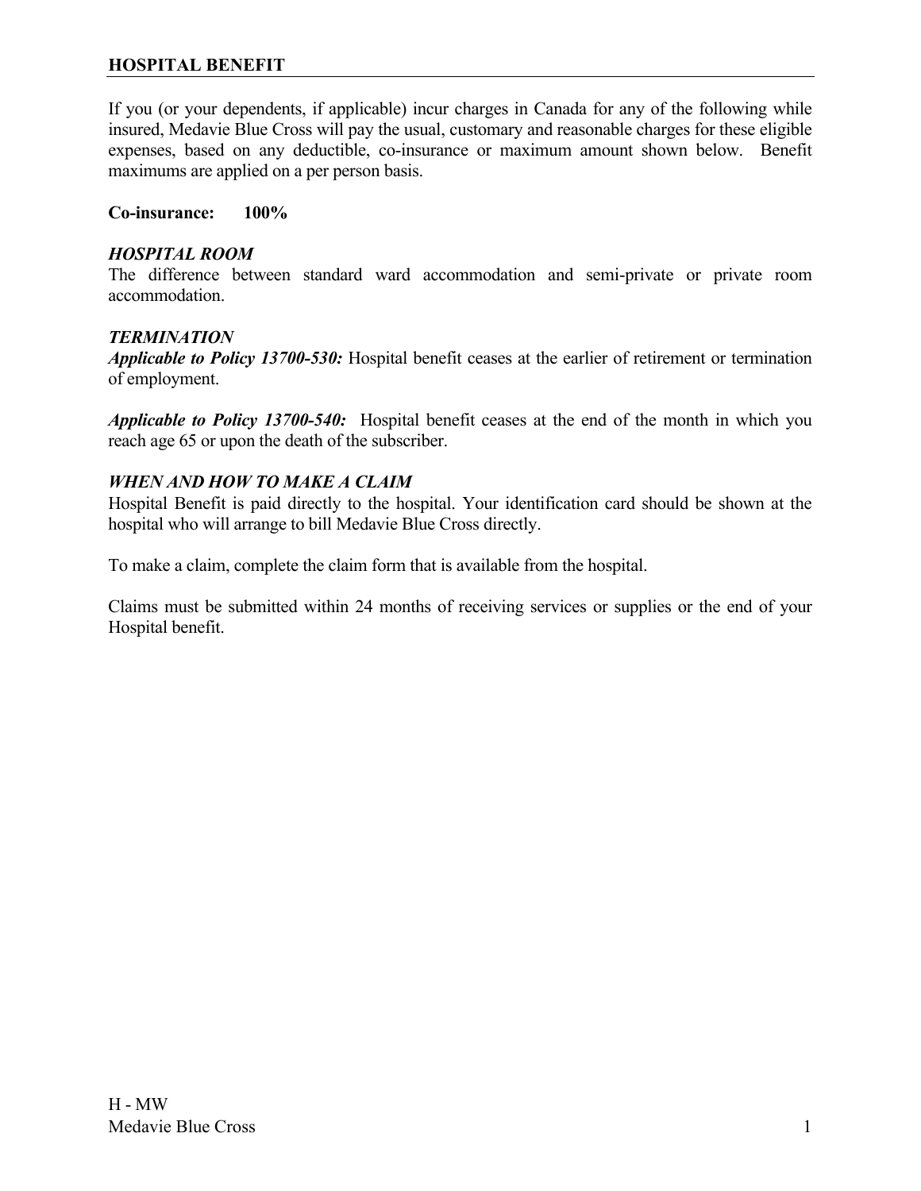## HOSPITAL BENEFIT

If you (or your dependents, if applicable) incur charges in Canada for any of the following while insured, Medavie Blue Cross will pay the usual, customary and reasonable charges for these eligible expenses, based on any deductible, co-insurance or maximum amount shown below. Benefit maximums are applied on a per person basis.

**Co-insurance: 100%**

***HOSPITAL ROOM***

The difference between standard ward accommodation and semi-private or private room accommodation.

***TERMINATION***

***Applicable to Policy 13700-530:*** Hospital benefit ceases at the earlier of retirement or termination of employment.

***Applicable to Policy 13700-540:*** Hospital benefit ceases at the end of the month in which you reach age 65 or upon the death of the subscriber.

***WHEN AND HOW TO MAKE A CLAIM***

Hospital Benefit is paid directly to the hospital. Your identification card should be shown at the hospital who will arrange to bill Medavie Blue Cross directly.

To make a claim, complete the claim form that is available from the hospital.

Claims must be submitted within 24 months of receiving services or supplies or the end of your Hospital benefit.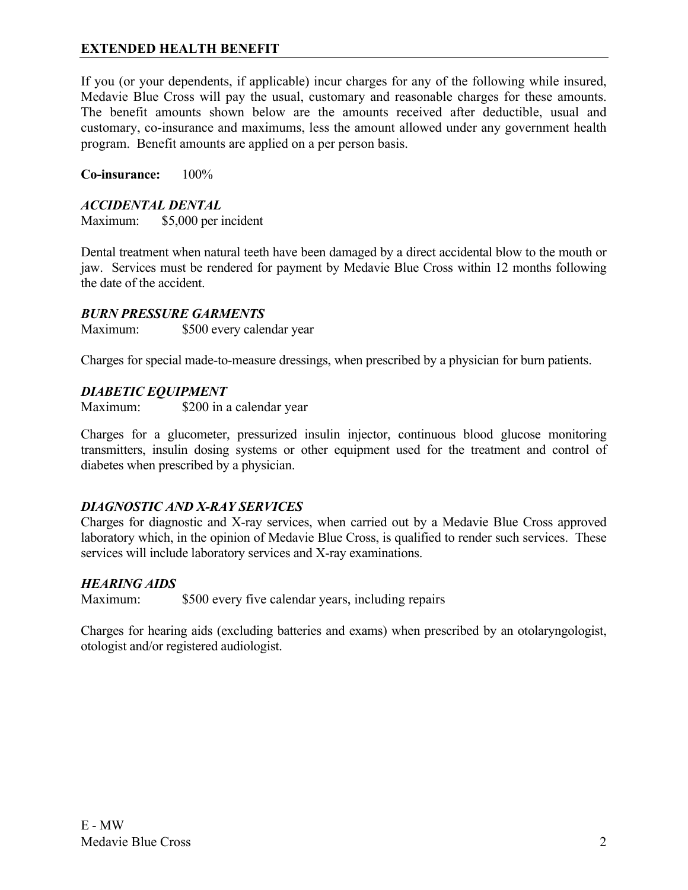## EXTENDED HEALTH BENEFIT

If you (or your dependents, if applicable) incur charges for any of the following while insured, Medavie Blue Cross will pay the usual, customary and reasonable charges for these amounts. The benefit amounts shown below are the amounts received after deductible, usual and customary, co-insurance and maximums, less the amount allowed under any government health program. Benefit amounts are applied on a per person basis.

**Co-insurance:** 100%

### *ACCIDENTAL DENTAL*

Maximum: $5,000 per incident

Dental treatment when natural teeth have been damaged by a direct accidental blow to the mouth or jaw. Services must be rendered for payment by Medavie Blue Cross within 12 months following the date of the accident.

### *BURN PRESSURE GARMENTS*

Maximum: $500 every calendar year

Charges for special made-to-measure dressings, when prescribed by a physician for burn patients.

### *DIABETIC EQUIPMENT*

Maximum: $200 in a calendar year

Charges for a glucometer, pressurized insulin injector, continuous blood glucose monitoring transmitters, insulin dosing systems or other equipment used for the treatment and control of diabetes when prescribed by a physician.

### *DIAGNOSTIC AND X-RAY SERVICES*

Charges for diagnostic and X-ray services, when carried out by a Medavie Blue Cross approved laboratory which, in the opinion of Medavie Blue Cross, is qualified to render such services. These services will include laboratory services and X-ray examinations.

### *HEARING AIDS*

Maximum: $500 every five calendar years, including repairs

Charges for hearing aids (excluding batteries and exams) when prescribed by an otolaryngologist, otologist and/or registered audiologist.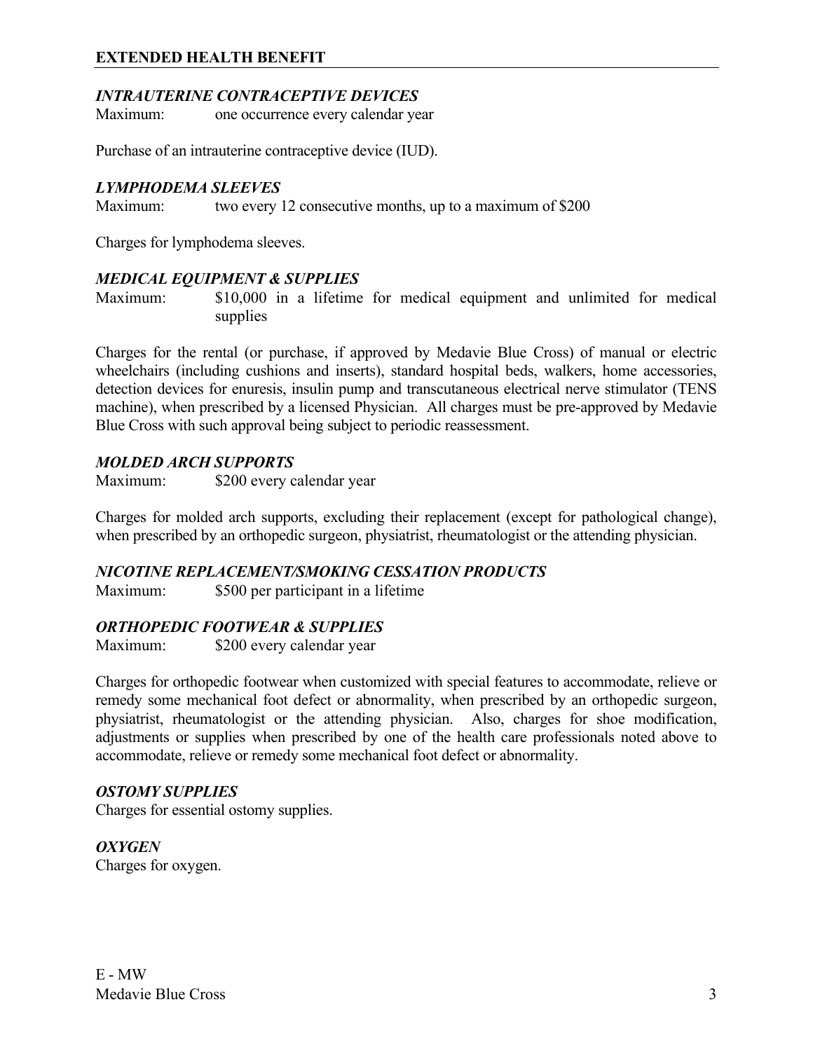## EXTENDED HEALTH BENEFIT

### *INTRAUTERINE CONTRACEPTIVE DEVICES*

Maximum: one occurrence every calendar year

Purchase of an intrauterine contraceptive device (IUD).

### *LYMPHODEMA SLEEVES*

Maximum: two every 12 consecutive months, up to a maximum of $200

Charges for lymphodema sleeves.

### *MEDICAL EQUIPMENT & SUPPLIES*

Maximum: $10,000 in a lifetime for medical equipment and unlimited for medical supplies

Charges for the rental (or purchase, if approved by Medavie Blue Cross) of manual or electric wheelchairs (including cushions and inserts), standard hospital beds, walkers, home accessories, detection devices for enuresis, insulin pump and transcutaneous electrical nerve stimulator (TENS machine), when prescribed by a licensed Physician. All charges must be pre-approved by Medavie Blue Cross with such approval being subject to periodic reassessment.

### *MOLDED ARCH SUPPORTS*

Maximum: $200 every calendar year

Charges for molded arch supports, excluding their replacement (except for pathological change), when prescribed by an orthopedic surgeon, physiatrist, rheumatologist or the attending physician.

### *NICOTINE REPLACEMENT/SMOKING CESSATION PRODUCTS*

Maximum: $500 per participant in a lifetime

### *ORTHOPEDIC FOOTWEAR & SUPPLIES*

Maximum: $200 every calendar year

Charges for orthopedic footwear when customized with special features to accommodate, relieve or remedy some mechanical foot defect or abnormality, when prescribed by an orthopedic surgeon, physiatrist, rheumatologist or the attending physician. Also, charges for shoe modification, adjustments or supplies when prescribed by one of the health care professionals noted above to accommodate, relieve or remedy some mechanical foot defect or abnormality.

### *OSTOMY SUPPLIES*

Charges for essential ostomy supplies.

### *OXYGEN*

Charges for oxygen.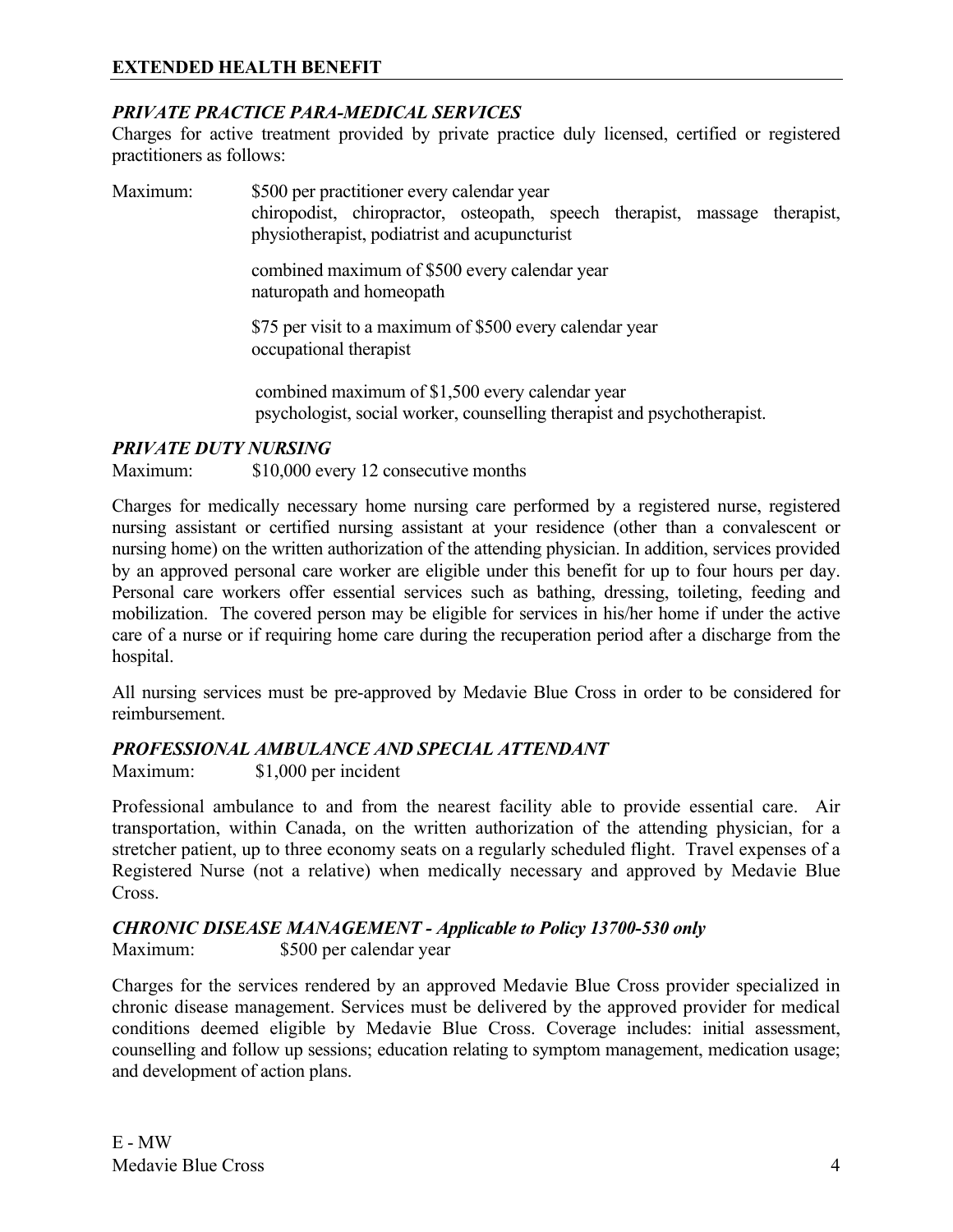## EXTENDED HEALTH BENEFIT

### *PRIVATE PRACTICE PARA-MEDICAL SERVICES*

Charges for active treatment provided by private practice duly licensed, certified or registered practitioners as follows:

Maximum: $500 per practitioner every calendar year
chiropodist, chiropractor, osteopath, speech therapist, massage therapist, physiotherapist, podiatrist and acupuncturist

combined maximum of $500 every calendar year
naturopath and homeopath

$75 per visit to a maximum of $500 every calendar year
occupational therapist

combined maximum of $1,500 every calendar year
psychologist, social worker, counselling therapist and psychotherapist.

### *PRIVATE DUTY NURSING*

Maximum: $10,000 every 12 consecutive months

Charges for medically necessary home nursing care performed by a registered nurse, registered nursing assistant or certified nursing assistant at your residence (other than a convalescent or nursing home) on the written authorization of the attending physician. In addition, services provided by an approved personal care worker are eligible under this benefit for up to four hours per day. Personal care workers offer essential services such as bathing, dressing, toileting, feeding and mobilization. The covered person may be eligible for services in his/her home if under the active care of a nurse or if requiring home care during the recuperation period after a discharge from the hospital.

All nursing services must be pre-approved by Medavie Blue Cross in order to be considered for reimbursement.

### *PROFESSIONAL AMBULANCE AND SPECIAL ATTENDANT*

Maximum: $1,000 per incident

Professional ambulance to and from the nearest facility able to provide essential care. Air transportation, within Canada, on the written authorization of the attending physician, for a stretcher patient, up to three economy seats on a regularly scheduled flight. Travel expenses of a Registered Nurse (not a relative) when medically necessary and approved by Medavie Blue Cross.

### *CHRONIC DISEASE MANAGEMENT - Applicable to Policy 13700-530 only*

Maximum: $500 per calendar year

Charges for the services rendered by an approved Medavie Blue Cross provider specialized in chronic disease management. Services must be delivered by the approved provider for medical conditions deemed eligible by Medavie Blue Cross. Coverage includes: initial assessment, counselling and follow up sessions; education relating to symptom management, medication usage; and development of action plans.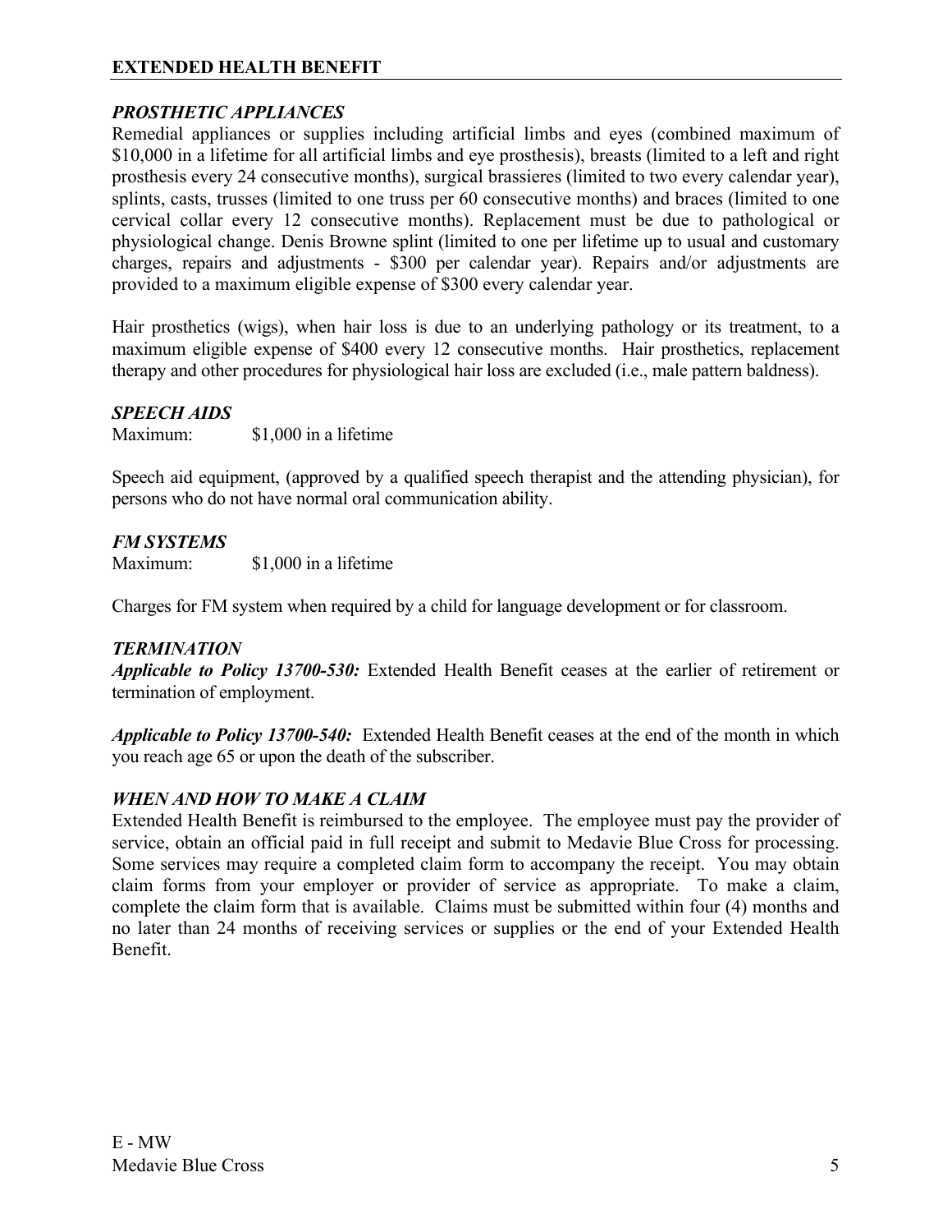## EXTENDED HEALTH BENEFIT

### *PROSTHETIC APPLIANCES*

Remedial appliances or supplies including artificial limbs and eyes (combined maximum of $10,000 in a lifetime for all artificial limbs and eye prosthesis), breasts (limited to a left and right prosthesis every 24 consecutive months), surgical brassieres (limited to two every calendar year), splints, casts, trusses (limited to one truss per 60 consecutive months) and braces (limited to one cervical collar every 12 consecutive months). Replacement must be due to pathological or physiological change. Denis Browne splint (limited to one per lifetime up to usual and customary charges, repairs and adjustments - $300 per calendar year). Repairs and/or adjustments are provided to a maximum eligible expense of $300 every calendar year.

Hair prosthetics (wigs), when hair loss is due to an underlying pathology or its treatment, to a maximum eligible expense of $400 every 12 consecutive months. Hair prosthetics, replacement therapy and other procedures for physiological hair loss are excluded (i.e., male pattern baldness).

### *SPEECH AIDS*

Maximum: $1,000 in a lifetime

Speech aid equipment, (approved by a qualified speech therapist and the attending physician), for persons who do not have normal oral communication ability.

### *FM SYSTEMS*

Maximum: $1,000 in a lifetime

Charges for FM system when required by a child for language development or for classroom.

### *TERMINATION*

***Applicable to Policy 13700-530:*** Extended Health Benefit ceases at the earlier of retirement or termination of employment.

***Applicable to Policy 13700-540:*** Extended Health Benefit ceases at the end of the month in which you reach age 65 or upon the death of the subscriber.

### *WHEN AND HOW TO MAKE A CLAIM*

Extended Health Benefit is reimbursed to the employee. The employee must pay the provider of service, obtain an official paid in full receipt and submit to Medavie Blue Cross for processing. Some services may require a completed claim form to accompany the receipt. You may obtain claim forms from your employer or provider of service as appropriate. To make a claim, complete the claim form that is available. Claims must be submitted within four (4) months and no later than 24 months of receiving services or supplies or the end of your Extended Health Benefit.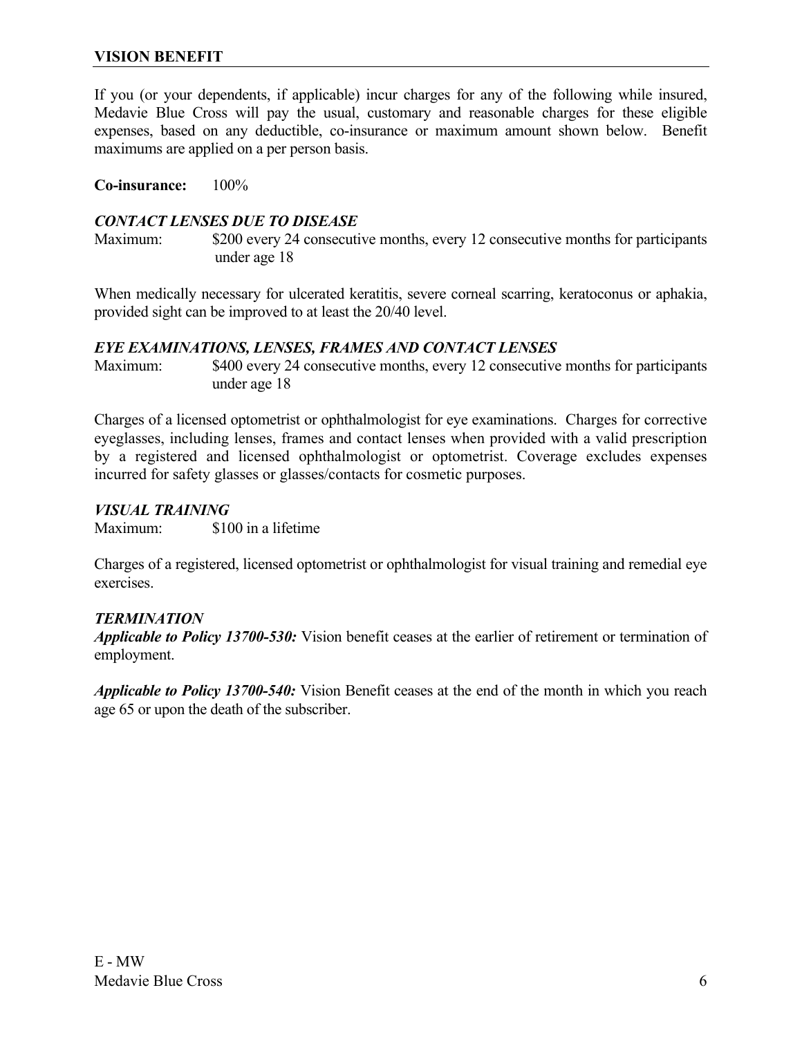## VISION BENEFIT

If you (or your dependents, if applicable) incur charges for any of the following while insured, Medavie Blue Cross will pay the usual, customary and reasonable charges for these eligible expenses, based on any deductible, co-insurance or maximum amount shown below. Benefit maximums are applied on a per person basis.

**Co-insurance:** 100%

***CONTACT LENSES DUE TO DISEASE***

Maximum: $200 every 24 consecutive months, every 12 consecutive months for participants under age 18

When medically necessary for ulcerated keratitis, severe corneal scarring, keratoconus or aphakia, provided sight can be improved to at least the 20/40 level.

***EYE EXAMINATIONS, LENSES, FRAMES AND CONTACT LENSES***

Maximum: $400 every 24 consecutive months, every 12 consecutive months for participants under age 18

Charges of a licensed optometrist or ophthalmologist for eye examinations. Charges for corrective eyeglasses, including lenses, frames and contact lenses when provided with a valid prescription by a registered and licensed ophthalmologist or optometrist. Coverage excludes expenses incurred for safety glasses or glasses/contacts for cosmetic purposes.

***VISUAL TRAINING***

Maximum: $100 in a lifetime

Charges of a registered, licensed optometrist or ophthalmologist for visual training and remedial eye exercises.

***TERMINATION***

***Applicable to Policy 13700-530:*** Vision benefit ceases at the earlier of retirement or termination of employment.

***Applicable to Policy 13700-540:*** Vision Benefit ceases at the end of the month in which you reach age 65 or upon the death of the subscriber.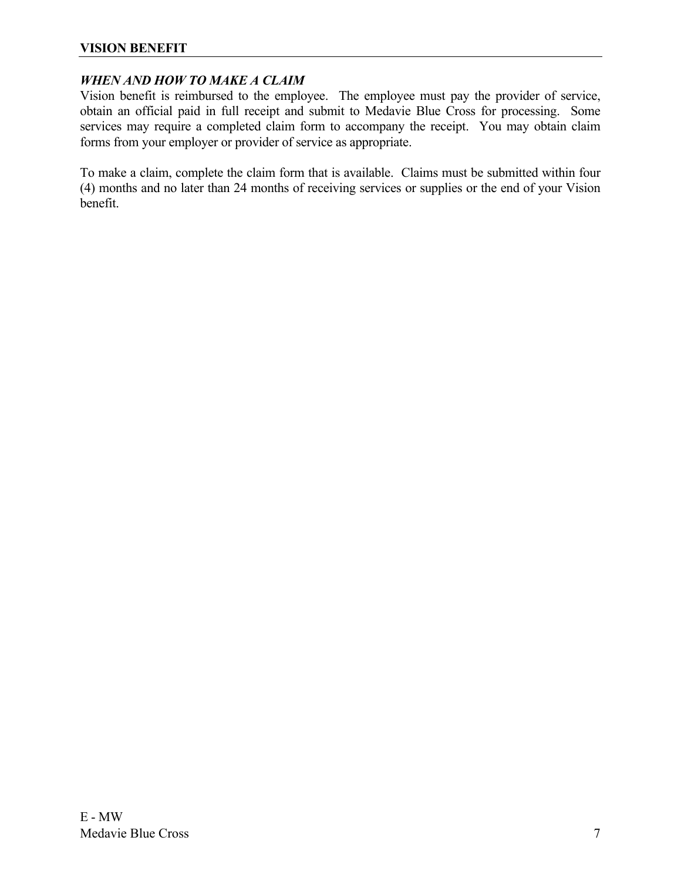## VISION BENEFIT

### *WHEN AND HOW TO MAKE A CLAIM*

Vision benefit is reimbursed to the employee. The employee must pay the provider of service, obtain an official paid in full receipt and submit to Medavie Blue Cross for processing. Some services may require a completed claim form to accompany the receipt. You may obtain claim forms from your employer or provider of service as appropriate.

To make a claim, complete the claim form that is available. Claims must be submitted within four (4) months and no later than 24 months of receiving services or supplies or the end of your Vision benefit.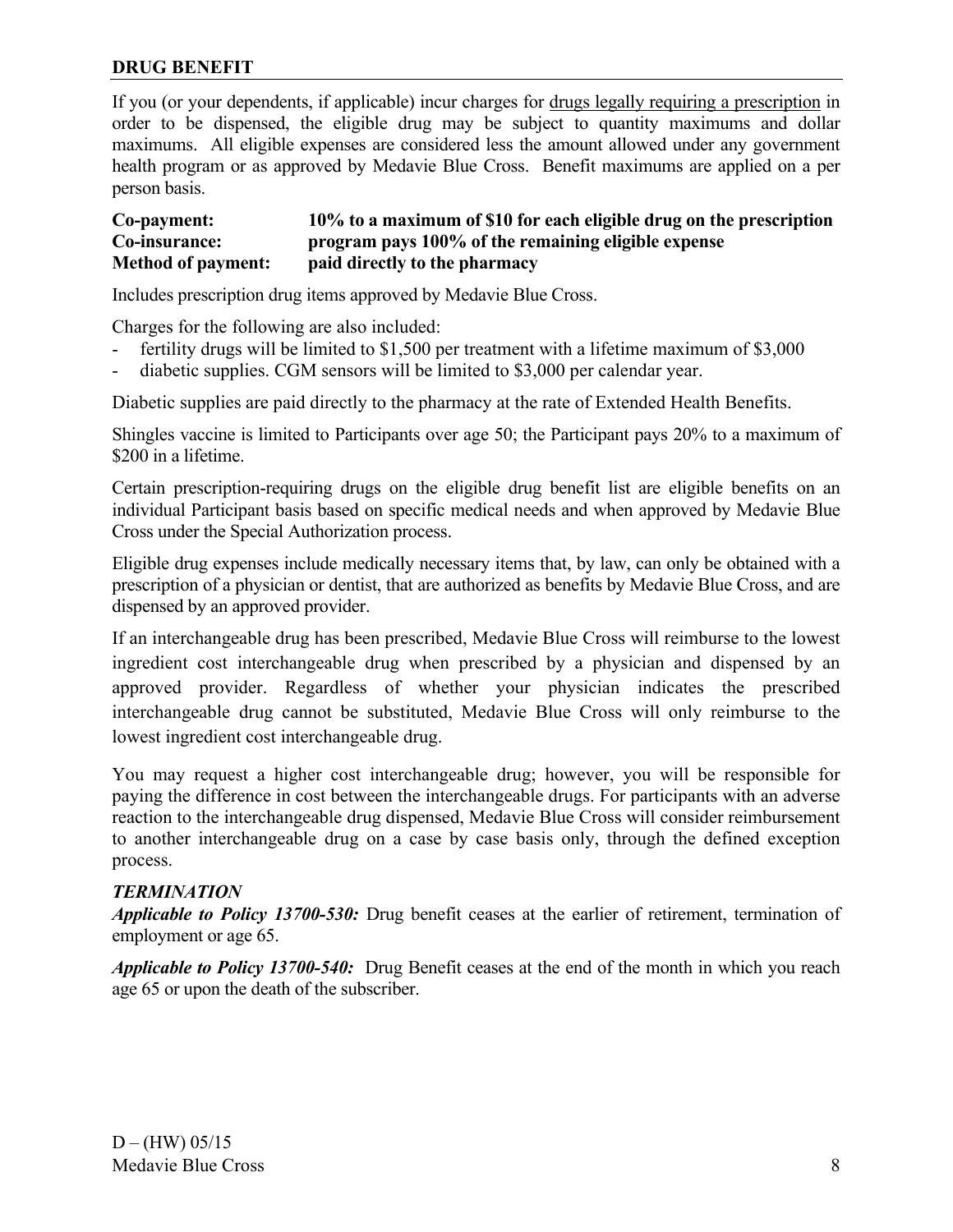## DRUG BENEFIT

If you (or your dependents, if applicable) incur charges for drugs legally requiring a prescription in order to be dispensed, the eligible drug may be subject to quantity maximums and dollar maximums. All eligible expenses are considered less the amount allowed under any government health program or as approved by Medavie Blue Cross. Benefit maximums are applied on a per person basis.

**Co-payment:** **10% to a maximum of $10 for each eligible drug on the prescription**
**Co-insurance:** **program pays 100% of the remaining eligible expense**
**Method of payment:** **paid directly to the pharmacy**

Includes prescription drug items approved by Medavie Blue Cross.

Charges for the following are also included:

- fertility drugs will be limited to $1,500 per treatment with a lifetime maximum of $3,000
- diabetic supplies. CGM sensors will be limited to $3,000 per calendar year.

Diabetic supplies are paid directly to the pharmacy at the rate of Extended Health Benefits.

Shingles vaccine is limited to Participants over age 50; the Participant pays 20% to a maximum of $200 in a lifetime.

Certain prescription-requiring drugs on the eligible drug benefit list are eligible benefits on an individual Participant basis based on specific medical needs and when approved by Medavie Blue Cross under the Special Authorization process.

Eligible drug expenses include medically necessary items that, by law, can only be obtained with a prescription of a physician or dentist, that are authorized as benefits by Medavie Blue Cross, and are dispensed by an approved provider.

If an interchangeable drug has been prescribed, Medavie Blue Cross will reimburse to the lowest ingredient cost interchangeable drug when prescribed by a physician and dispensed by an approved provider. Regardless of whether your physician indicates the prescribed interchangeable drug cannot be substituted, Medavie Blue Cross will only reimburse to the lowest ingredient cost interchangeable drug.

You may request a higher cost interchangeable drug; however, you will be responsible for paying the difference in cost between the interchangeable drugs. For participants with an adverse reaction to the interchangeable drug dispensed, Medavie Blue Cross will consider reimbursement to another interchangeable drug on a case by case basis only, through the defined exception process.

### *TERMINATION*

***Applicable to Policy 13700-530:*** Drug benefit ceases at the earlier of retirement, termination of employment or age 65.

***Applicable to Policy 13700-540:*** Drug Benefit ceases at the end of the month in which you reach age 65 or upon the death of the subscriber.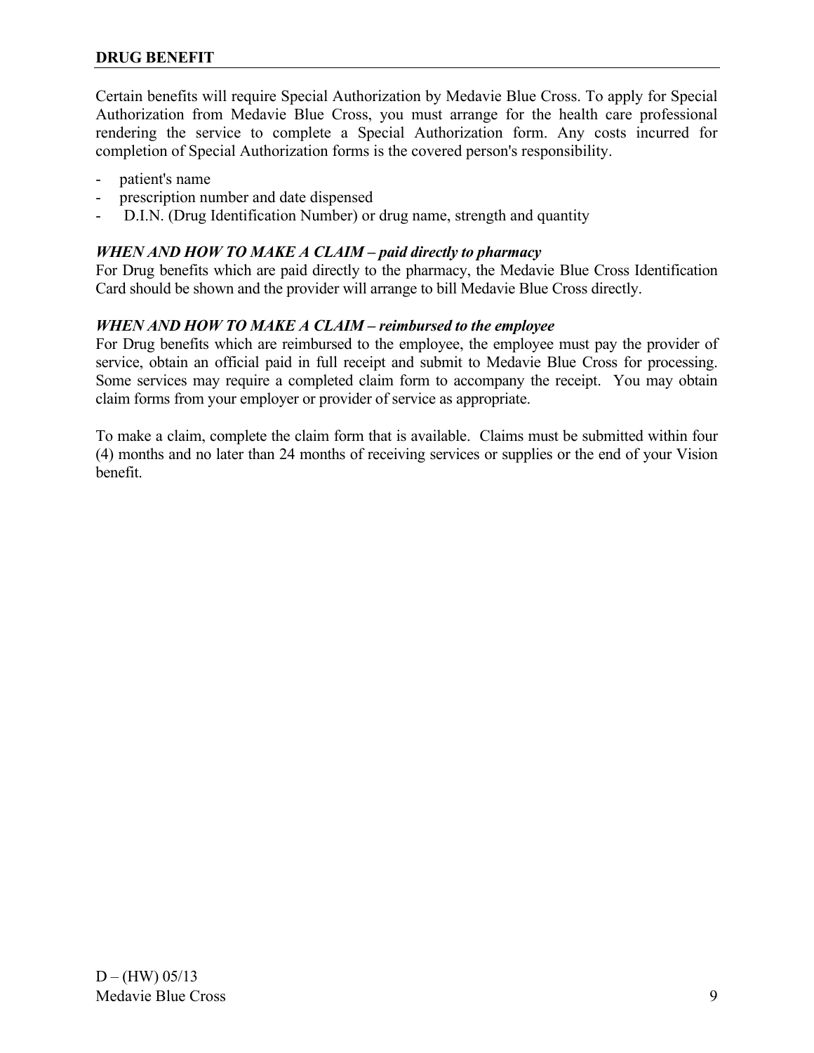## DRUG BENEFIT

Certain benefits will require Special Authorization by Medavie Blue Cross. To apply for Special Authorization from Medavie Blue Cross, you must arrange for the health care professional rendering the service to complete a Special Authorization form. Any costs incurred for completion of Special Authorization forms is the covered person's responsibility.

- patient's name
- prescription number and date dispensed
- D.I.N. (Drug Identification Number) or drug name, strength and quantity

***WHEN AND HOW TO MAKE A CLAIM – paid directly to pharmacy***

For Drug benefits which are paid directly to the pharmacy, the Medavie Blue Cross Identification Card should be shown and the provider will arrange to bill Medavie Blue Cross directly.

***WHEN AND HOW TO MAKE A CLAIM – reimbursed to the employee***

For Drug benefits which are reimbursed to the employee, the employee must pay the provider of service, obtain an official paid in full receipt and submit to Medavie Blue Cross for processing. Some services may require a completed claim form to accompany the receipt. You may obtain claim forms from your employer or provider of service as appropriate.

To make a claim, complete the claim form that is available. Claims must be submitted within four (4) months and no later than 24 months of receiving services or supplies or the end of your Vision benefit.

D – (HW) 05/13
Medavie Blue Cross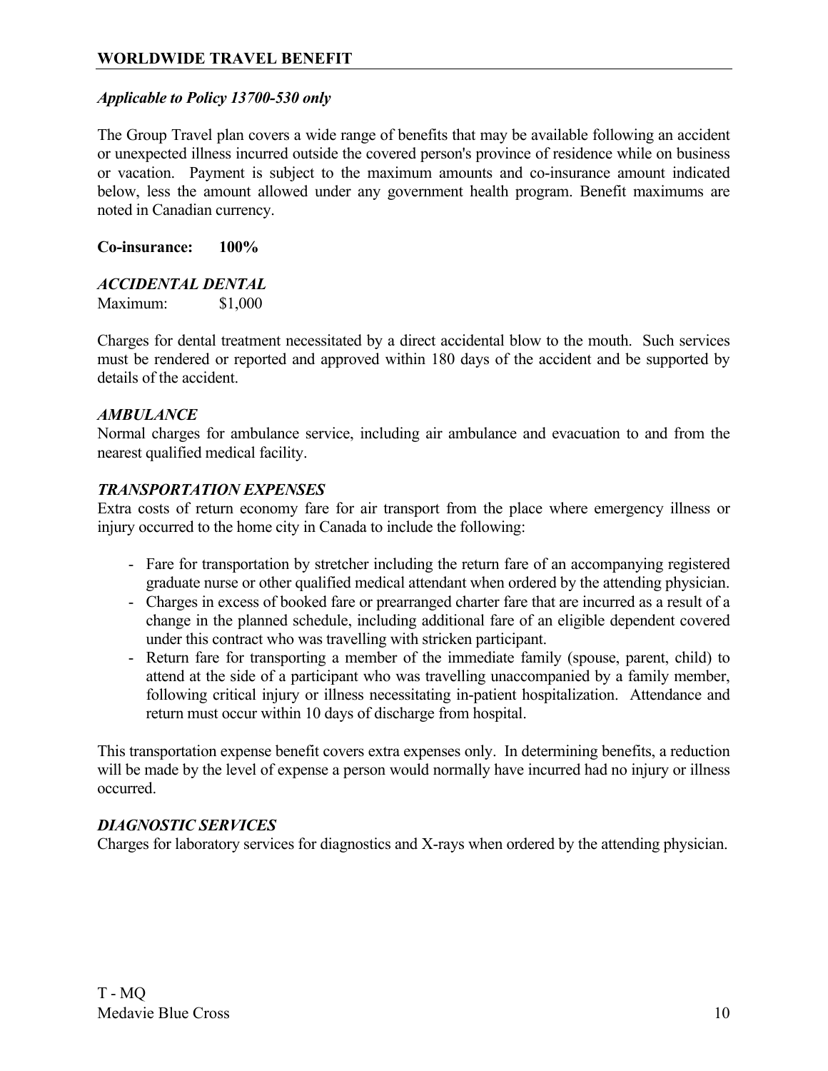## WORLDWIDE TRAVEL BENEFIT

*Applicable to Policy 13700-530 only*

The Group Travel plan covers a wide range of benefits that may be available following an accident or unexpected illness incurred outside the covered person's province of residence while on business or vacation. Payment is subject to the maximum amounts and co-insurance amount indicated below, less the amount allowed under any government health program. Benefit maximums are noted in Canadian currency.

**Co-insurance: 100%**

***ACCIDENTAL DENTAL***

Maximum: $1,000

Charges for dental treatment necessitated by a direct accidental blow to the mouth. Such services must be rendered or reported and approved within 180 days of the accident and be supported by details of the accident.

***AMBULANCE***

Normal charges for ambulance service, including air ambulance and evacuation to and from the nearest qualified medical facility.

***TRANSPORTATION EXPENSES***

Extra costs of return economy fare for air transport from the place where emergency illness or injury occurred to the home city in Canada to include the following:

- Fare for transportation by stretcher including the return fare of an accompanying registered graduate nurse or other qualified medical attendant when ordered by the attending physician.
- Charges in excess of booked fare or prearranged charter fare that are incurred as a result of a change in the planned schedule, including additional fare of an eligible dependent covered under this contract who was travelling with stricken participant.
- Return fare for transporting a member of the immediate family (spouse, parent, child) to attend at the side of a participant who was travelling unaccompanied by a family member, following critical injury or illness necessitating in-patient hospitalization. Attendance and return must occur within 10 days of discharge from hospital.

This transportation expense benefit covers extra expenses only. In determining benefits, a reduction will be made by the level of expense a person would normally have incurred had no injury or illness occurred.

***DIAGNOSTIC SERVICES***

Charges for laboratory services for diagnostics and X-rays when ordered by the attending physician.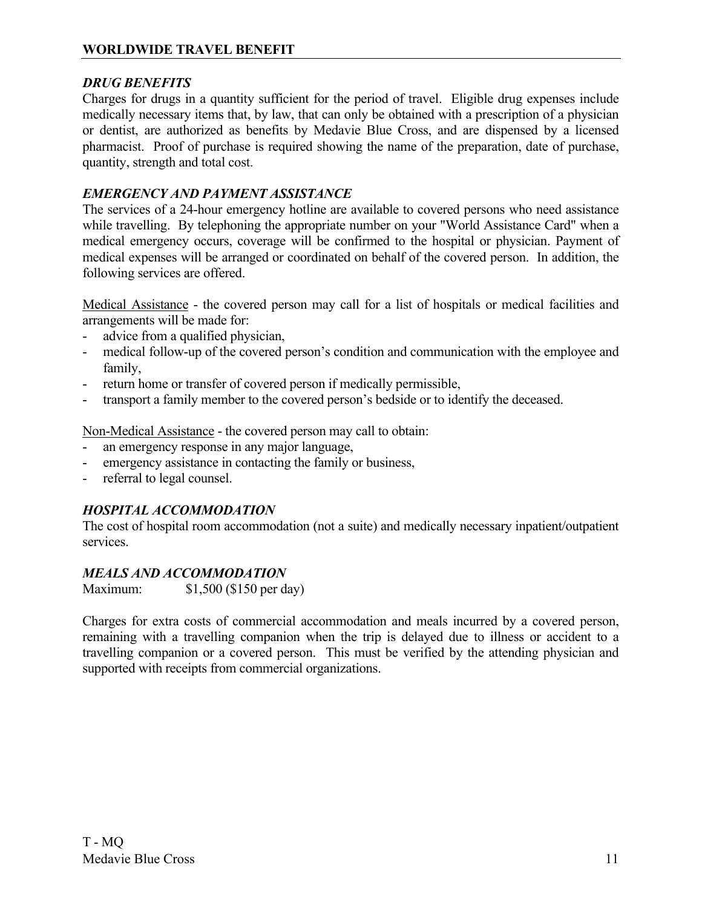## WORLDWIDE TRAVEL BENEFIT

### *DRUG BENEFITS*

Charges for drugs in a quantity sufficient for the period of travel. Eligible drug expenses include medically necessary items that, by law, that can only be obtained with a prescription of a physician or dentist, are authorized as benefits by Medavie Blue Cross, and are dispensed by a licensed pharmacist. Proof of purchase is required showing the name of the preparation, date of purchase, quantity, strength and total cost.

### *EMERGENCY AND PAYMENT ASSISTANCE*

The services of a 24-hour emergency hotline are available to covered persons who need assistance while travelling. By telephoning the appropriate number on your "World Assistance Card" when a medical emergency occurs, coverage will be confirmed to the hospital or physician. Payment of medical expenses will be arranged or coordinated on behalf of the covered person. In addition, the following services are offered.

<u>Medical Assistance</u> - the covered person may call for a list of hospitals or medical facilities and arrangements will be made for:

- advice from a qualified physician,
- medical follow-up of the covered person's condition and communication with the employee and family,
- return home or transfer of covered person if medically permissible,
- transport a family member to the covered person's bedside or to identify the deceased.

<u>Non-Medical Assistance</u> - the covered person may call to obtain:

- an emergency response in any major language,
- emergency assistance in contacting the family or business,
- referral to legal counsel.

### *HOSPITAL ACCOMMODATION*

The cost of hospital room accommodation (not a suite) and medically necessary inpatient/outpatient services.

### *MEALS AND ACCOMMODATION*

Maximum: $1,500 ($150 per day)

Charges for extra costs of commercial accommodation and meals incurred by a covered person, remaining with a travelling companion when the trip is delayed due to illness or accident to a travelling companion or a covered person. This must be verified by the attending physician and supported with receipts from commercial organizations.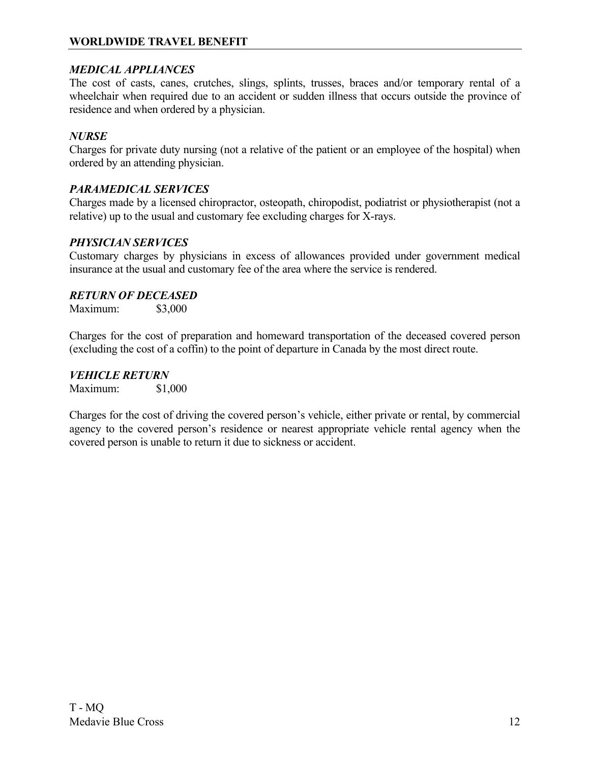## *MEDICAL APPLIANCES*

The cost of casts, canes, crutches, slings, splints, trusses, braces and/or temporary rental of a wheelchair when required due to an accident or sudden illness that occurs outside the province of residence and when ordered by a physician.

## *NURSE*

Charges for private duty nursing (not a relative of the patient or an employee of the hospital) when ordered by an attending physician.

## *PARAMEDICAL SERVICES*

Charges made by a licensed chiropractor, osteopath, chiropodist, podiatrist or physiotherapist (not a relative) up to the usual and customary fee excluding charges for X-rays.

## *PHYSICIAN SERVICES*

Customary charges by physicians in excess of allowances provided under government medical insurance at the usual and customary fee of the area where the service is rendered.

## *RETURN OF DECEASED*

Maximum: $3,000

Charges for the cost of preparation and homeward transportation of the deceased covered person (excluding the cost of a coffin) to the point of departure in Canada by the most direct route.

## *VEHICLE RETURN*

Maximum: $1,000

Charges for the cost of driving the covered person's vehicle, either private or rental, by commercial agency to the covered person's residence or nearest appropriate vehicle rental agency when the covered person is unable to return it due to sickness or accident.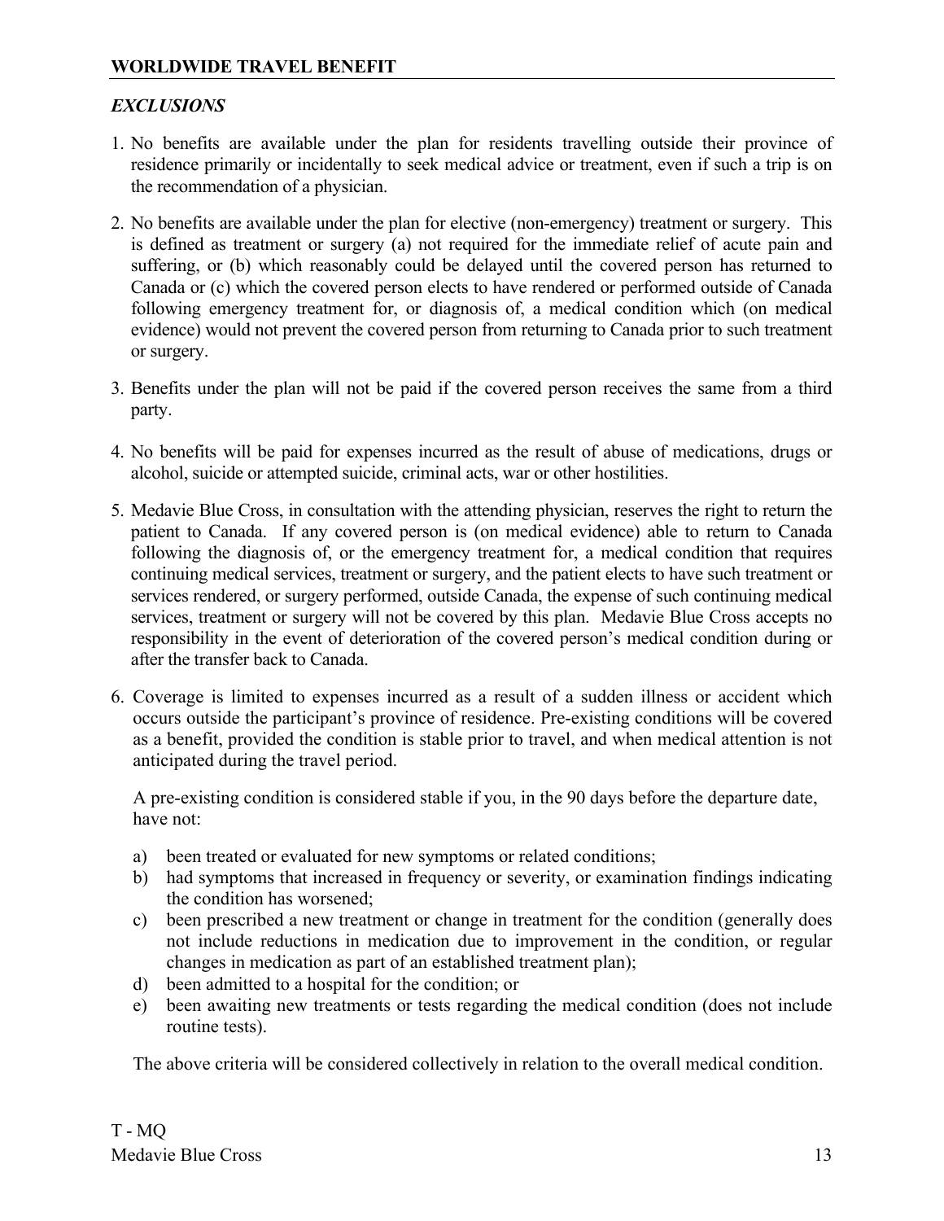## WORLDWIDE TRAVEL BENEFIT

### *EXCLUSIONS*

1. No benefits are available under the plan for residents travelling outside their province of residence primarily or incidentally to seek medical advice or treatment, even if such a trip is on the recommendation of a physician.

2. No benefits are available under the plan for elective (non-emergency) treatment or surgery. This is defined as treatment or surgery (a) not required for the immediate relief of acute pain and suffering, or (b) which reasonably could be delayed until the covered person has returned to Canada or (c) which the covered person elects to have rendered or performed outside of Canada following emergency treatment for, or diagnosis of, a medical condition which (on medical evidence) would not prevent the covered person from returning to Canada prior to such treatment or surgery.

3. Benefits under the plan will not be paid if the covered person receives the same from a third party.

4. No benefits will be paid for expenses incurred as the result of abuse of medications, drugs or alcohol, suicide or attempted suicide, criminal acts, war or other hostilities.

5. Medavie Blue Cross, in consultation with the attending physician, reserves the right to return the patient to Canada. If any covered person is (on medical evidence) able to return to Canada following the diagnosis of, or the emergency treatment for, a medical condition that requires continuing medical services, treatment or surgery, and the patient elects to have such treatment or services rendered, or surgery performed, outside Canada, the expense of such continuing medical services, treatment or surgery will not be covered by this plan. Medavie Blue Cross accepts no responsibility in the event of deterioration of the covered person's medical condition during or after the transfer back to Canada.

6. Coverage is limited to expenses incurred as a result of a sudden illness or accident which occurs outside the participant's province of residence. Pre-existing conditions will be covered as a benefit, provided the condition is stable prior to travel, and when medical attention is not anticipated during the travel period.

   A pre-existing condition is considered stable if you, in the 90 days before the departure date, have not:

   a) been treated or evaluated for new symptoms or related conditions;
   b) had symptoms that increased in frequency or severity, or examination findings indicating the condition has worsened;
   c) been prescribed a new treatment or change in treatment for the condition (generally does not include reductions in medication due to improvement in the condition, or regular changes in medication as part of an established treatment plan);
   d) been admitted to a hospital for the condition; or
   e) been awaiting new treatments or tests regarding the medical condition (does not include routine tests).

   The above criteria will be considered collectively in relation to the overall medical condition.

T - MQ
Medavie Blue Cross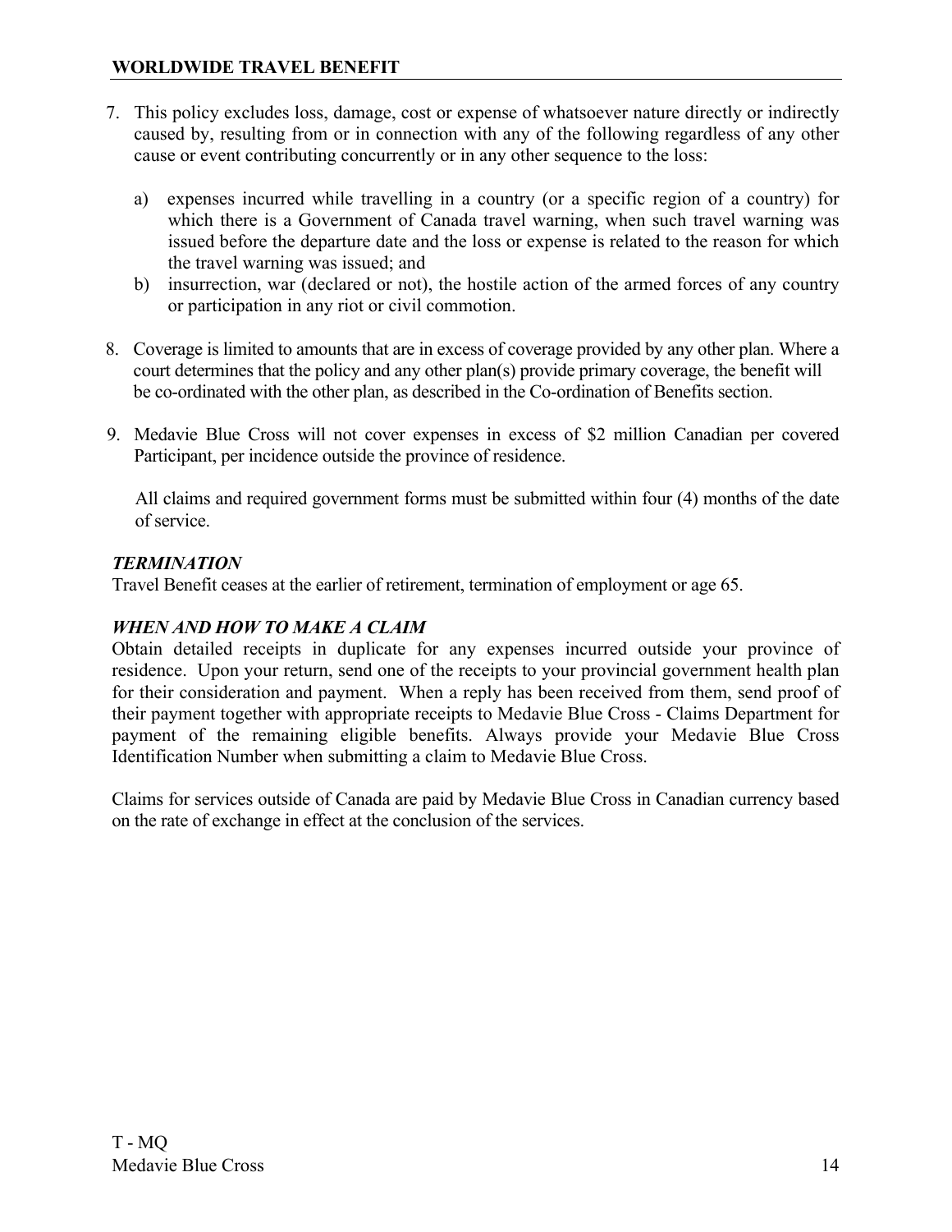7. This policy excludes loss, damage, cost or expense of whatsoever nature directly or indirectly caused by, resulting from or in connection with any of the following regardless of any other cause or event contributing concurrently or in any other sequence to the loss:

   a) expenses incurred while travelling in a country (or a specific region of a country) for which there is a Government of Canada travel warning, when such travel warning was issued before the departure date and the loss or expense is related to the reason for which the travel warning was issued; and
   b) insurrection, war (declared or not), the hostile action of the armed forces of any country or participation in any riot or civil commotion.

8. Coverage is limited to amounts that are in excess of coverage provided by any other plan. Where a court determines that the policy and any other plan(s) provide primary coverage, the benefit will be co-ordinated with the other plan, as described in the Co-ordination of Benefits section.

9. Medavie Blue Cross will not cover expenses in excess of $2 million Canadian per covered Participant, per incidence outside the province of residence.

   All claims and required government forms must be submitted within four (4) months of the date of service.

### *TERMINATION*

Travel Benefit ceases at the earlier of retirement, termination of employment or age 65.

### *WHEN AND HOW TO MAKE A CLAIM*

Obtain detailed receipts in duplicate for any expenses incurred outside your province of residence. Upon your return, send one of the receipts to your provincial government health plan for their consideration and payment. When a reply has been received from them, send proof of their payment together with appropriate receipts to Medavie Blue Cross - Claims Department for payment of the remaining eligible benefits. Always provide your Medavie Blue Cross Identification Number when submitting a claim to Medavie Blue Cross.

Claims for services outside of Canada are paid by Medavie Blue Cross in Canadian currency based on the rate of exchange in effect at the conclusion of the services.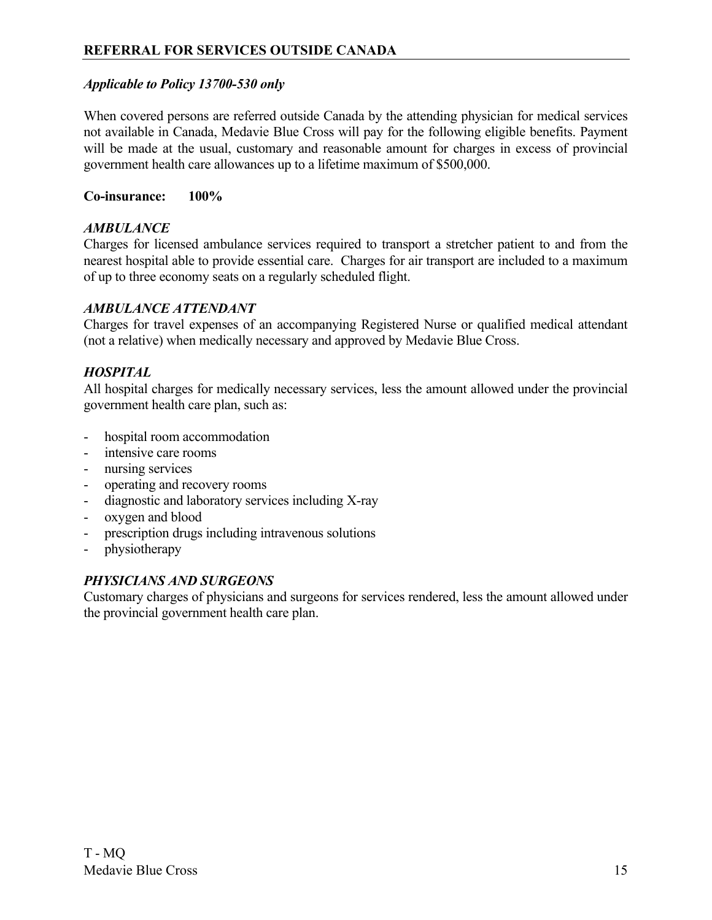## REFERRAL FOR SERVICES OUTSIDE CANADA

***Applicable to Policy 13700-530 only***

When covered persons are referred outside Canada by the attending physician for medical services not available in Canada, Medavie Blue Cross will pay for the following eligible benefits. Payment will be made at the usual, customary and reasonable amount for charges in excess of provincial government health care allowances up to a lifetime maximum of $500,000.

**Co-insurance: 100%**

***AMBULANCE***

Charges for licensed ambulance services required to transport a stretcher patient to and from the nearest hospital able to provide essential care. Charges for air transport are included to a maximum of up to three economy seats on a regularly scheduled flight.

***AMBULANCE ATTENDANT***

Charges for travel expenses of an accompanying Registered Nurse or qualified medical attendant (not a relative) when medically necessary and approved by Medavie Blue Cross.

***HOSPITAL***

All hospital charges for medically necessary services, less the amount allowed under the provincial government health care plan, such as:

- hospital room accommodation
- intensive care rooms
- nursing services
- operating and recovery rooms
- diagnostic and laboratory services including X-ray
- oxygen and blood
- prescription drugs including intravenous solutions
- physiotherapy

***PHYSICIANS AND SURGEONS***

Customary charges of physicians and surgeons for services rendered, less the amount allowed under the provincial government health care plan.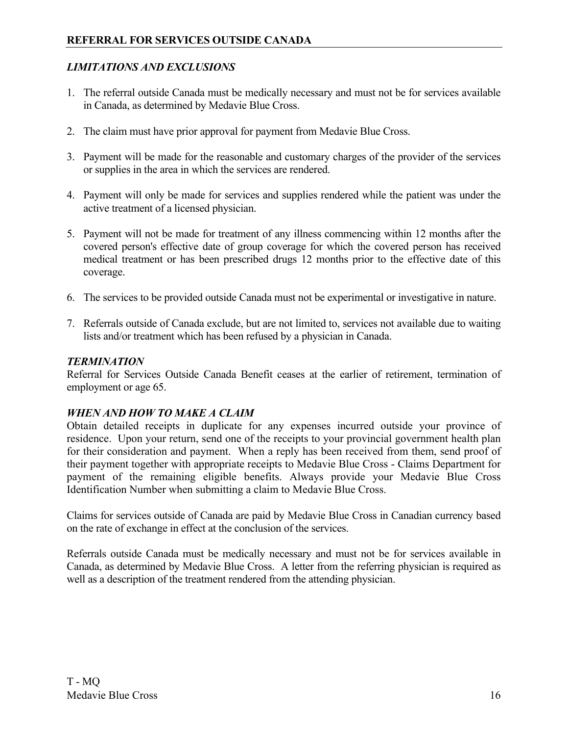## REFERRAL FOR SERVICES OUTSIDE CANADA

### *LIMITATIONS AND EXCLUSIONS*

1. The referral outside Canada must be medically necessary and must not be for services available in Canada, as determined by Medavie Blue Cross.
2. The claim must have prior approval for payment from Medavie Blue Cross.
3. Payment will be made for the reasonable and customary charges of the provider of the services or supplies in the area in which the services are rendered.
4. Payment will only be made for services and supplies rendered while the patient was under the active treatment of a licensed physician.
5. Payment will not be made for treatment of any illness commencing within 12 months after the covered person's effective date of group coverage for which the covered person has received medical treatment or has been prescribed drugs 12 months prior to the effective date of this coverage.
6. The services to be provided outside Canada must not be experimental or investigative in nature.
7. Referrals outside of Canada exclude, but are not limited to, services not available due to waiting lists and/or treatment which has been refused by a physician in Canada.

### *TERMINATION*

Referral for Services Outside Canada Benefit ceases at the earlier of retirement, termination of employment or age 65.

### *WHEN AND HOW TO MAKE A CLAIM*

Obtain detailed receipts in duplicate for any expenses incurred outside your province of residence. Upon your return, send one of the receipts to your provincial government health plan for their consideration and payment. When a reply has been received from them, send proof of their payment together with appropriate receipts to Medavie Blue Cross - Claims Department for payment of the remaining eligible benefits. Always provide your Medavie Blue Cross Identification Number when submitting a claim to Medavie Blue Cross.

Claims for services outside of Canada are paid by Medavie Blue Cross in Canadian currency based on the rate of exchange in effect at the conclusion of the services.

Referrals outside Canada must be medically necessary and must not be for services available in Canada, as determined by Medavie Blue Cross. A letter from the referring physician is required as well as a description of the treatment rendered from the attending physician.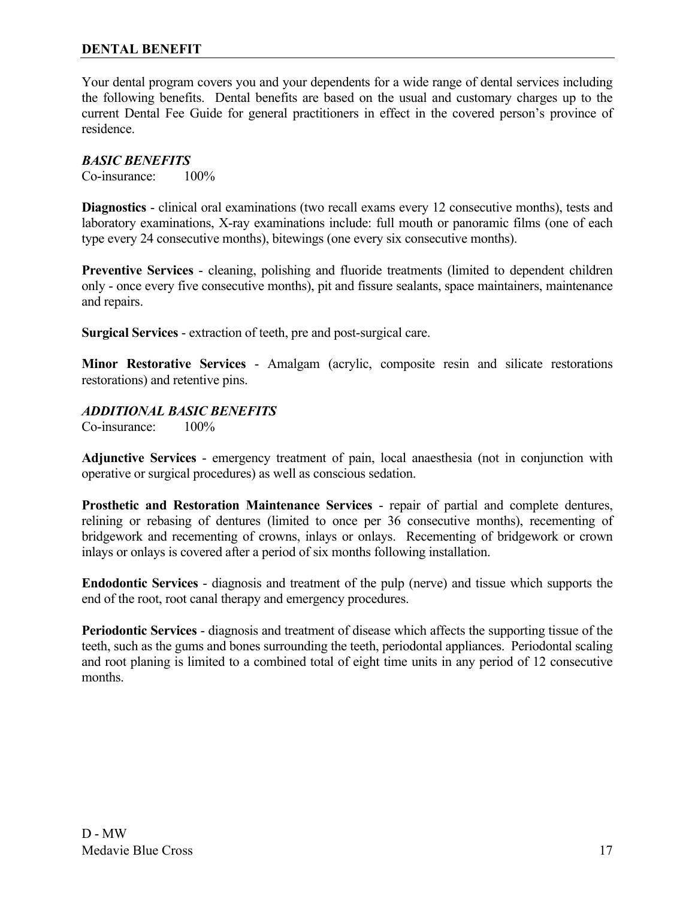## DENTAL BENEFIT

Your dental program covers you and your dependents for a wide range of dental services including the following benefits. Dental benefits are based on the usual and customary charges up to the current Dental Fee Guide for general practitioners in effect in the covered person's province of residence.

### *BASIC BENEFITS*

Co-insurance: 100%

**Diagnostics** - clinical oral examinations (two recall exams every 12 consecutive months), tests and laboratory examinations, X-ray examinations include: full mouth or panoramic films (one of each type every 24 consecutive months), bitewings (one every six consecutive months).

**Preventive Services** - cleaning, polishing and fluoride treatments (limited to dependent children only - once every five consecutive months), pit and fissure sealants, space maintainers, maintenance and repairs.

**Surgical Services** - extraction of teeth, pre and post-surgical care.

**Minor Restorative Services** - Amalgam (acrylic, composite resin and silicate restorations restorations) and retentive pins.

### *ADDITIONAL BASIC BENEFITS*

Co-insurance: 100%

**Adjunctive Services** - emergency treatment of pain, local anaesthesia (not in conjunction with operative or surgical procedures) as well as conscious sedation.

**Prosthetic and Restoration Maintenance Services** - repair of partial and complete dentures, relining or rebasing of dentures (limited to once per 36 consecutive months), recementing of bridgework and recementing of crowns, inlays or onlays. Recementing of bridgework or crown inlays or onlays is covered after a period of six months following installation.

**Endodontic Services** - diagnosis and treatment of the pulp (nerve) and tissue which supports the end of the root, root canal therapy and emergency procedures.

**Periodontic Services** - diagnosis and treatment of disease which affects the supporting tissue of the teeth, such as the gums and bones surrounding the teeth, periodontal appliances. Periodontal scaling and root planing is limited to a combined total of eight time units in any period of 12 consecutive months.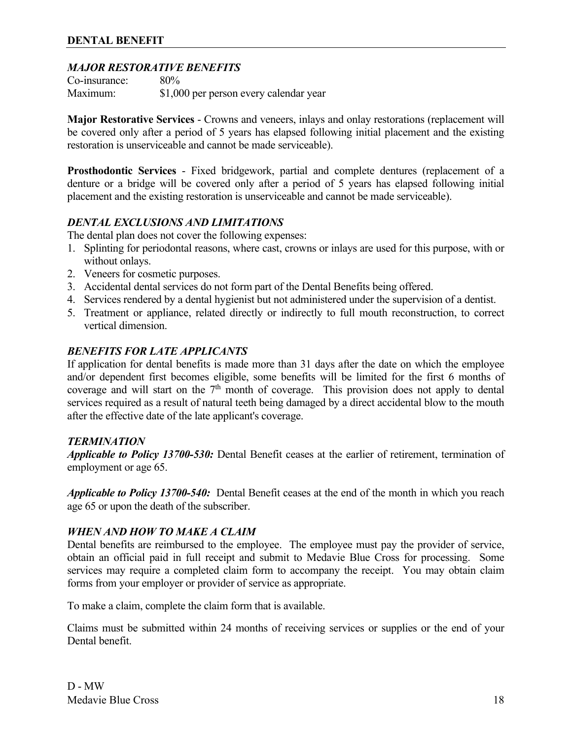## DENTAL BENEFIT

### *MAJOR RESTORATIVE BENEFITS*

Co-insurance: 80%
Maximum: $1,000 per person every calendar year

**Major Restorative Services** - Crowns and veneers, inlays and onlay restorations (replacement will be covered only after a period of 5 years has elapsed following initial placement and the existing restoration is unserviceable and cannot be made serviceable).

**Prosthodontic Services** - Fixed bridgework, partial and complete dentures (replacement of a denture or a bridge will be covered only after a period of 5 years has elapsed following initial placement and the existing restoration is unserviceable and cannot be made serviceable).

### *DENTAL EXCLUSIONS AND LIMITATIONS*

The dental plan does not cover the following expenses:

1. Splinting for periodontal reasons, where cast, crowns or inlays are used for this purpose, with or without onlays.
2. Veneers for cosmetic purposes.
3. Accidental dental services do not form part of the Dental Benefits being offered.
4. Services rendered by a dental hygienist but not administered under the supervision of a dentist.
5. Treatment or appliance, related directly or indirectly to full mouth reconstruction, to correct vertical dimension.

### *BENEFITS FOR LATE APPLICANTS*

If application for dental benefits is made more than 31 days after the date on which the employee and/or dependent first becomes eligible, some benefits will be limited for the first 6 months of coverage and will start on the 7th month of coverage. This provision does not apply to dental services required as a result of natural teeth being damaged by a direct accidental blow to the mouth after the effective date of the late applicant's coverage.

### *TERMINATION*

***Applicable to Policy 13700-530:*** Dental Benefit ceases at the earlier of retirement, termination of employment or age 65.

***Applicable to Policy 13700-540:*** Dental Benefit ceases at the end of the month in which you reach age 65 or upon the death of the subscriber.

### *WHEN AND HOW TO MAKE A CLAIM*

Dental benefits are reimbursed to the employee. The employee must pay the provider of service, obtain an official paid in full receipt and submit to Medavie Blue Cross for processing. Some services may require a completed claim form to accompany the receipt. You may obtain claim forms from your employer or provider of service as appropriate.

To make a claim, complete the claim form that is available.

Claims must be submitted within 24 months of receiving services or supplies or the end of your Dental benefit.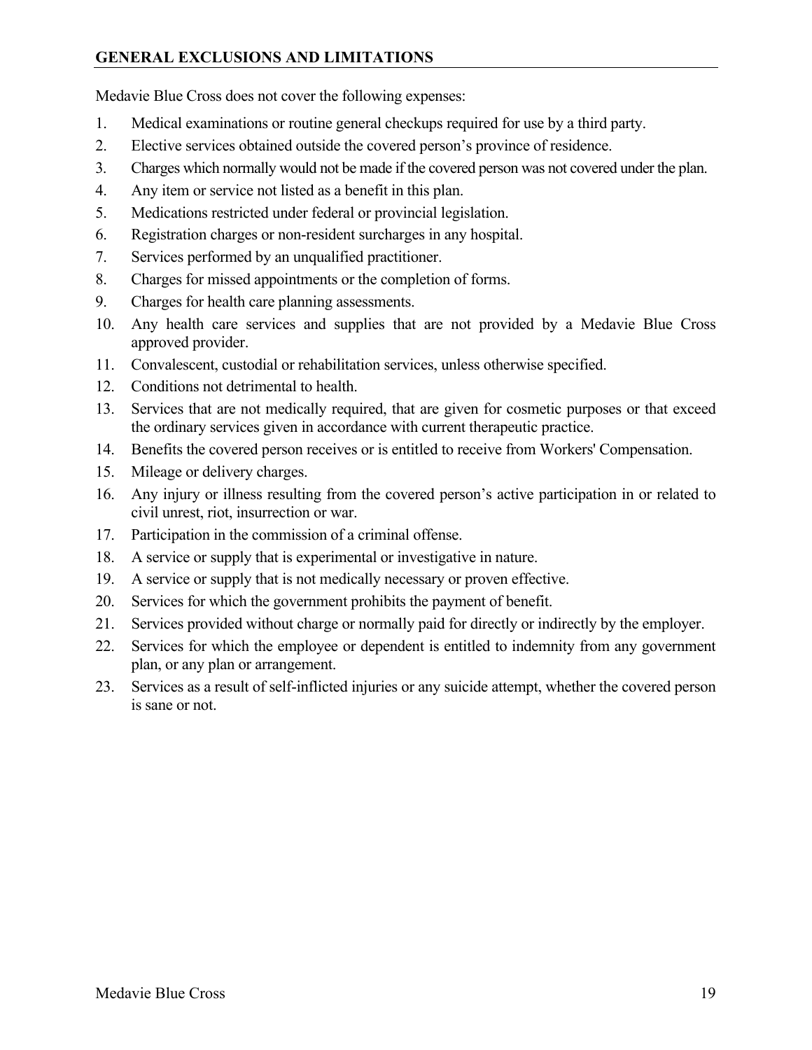## GENERAL EXCLUSIONS AND LIMITATIONS

Medavie Blue Cross does not cover the following expenses:

1. Medical examinations or routine general checkups required for use by a third party.
2. Elective services obtained outside the covered person's province of residence.
3. Charges which normally would not be made if the covered person was not covered under the plan.
4. Any item or service not listed as a benefit in this plan.
5. Medications restricted under federal or provincial legislation.
6. Registration charges or non-resident surcharges in any hospital.
7. Services performed by an unqualified practitioner.
8. Charges for missed appointments or the completion of forms.
9. Charges for health care planning assessments.
10. Any health care services and supplies that are not provided by a Medavie Blue Cross approved provider.
11. Convalescent, custodial or rehabilitation services, unless otherwise specified.
12. Conditions not detrimental to health.
13. Services that are not medically required, that are given for cosmetic purposes or that exceed the ordinary services given in accordance with current therapeutic practice.
14. Benefits the covered person receives or is entitled to receive from Workers' Compensation.
15. Mileage or delivery charges.
16. Any injury or illness resulting from the covered person's active participation in or related to civil unrest, riot, insurrection or war.
17. Participation in the commission of a criminal offense.
18. A service or supply that is experimental or investigative in nature.
19. A service or supply that is not medically necessary or proven effective.
20. Services for which the government prohibits the payment of benefit.
21. Services provided without charge or normally paid for directly or indirectly by the employer.
22. Services for which the employee or dependent is entitled to indemnity from any government plan, or any plan or arrangement.
23. Services as a result of self-inflicted injuries or any suicide attempt, whether the covered person is sane or not.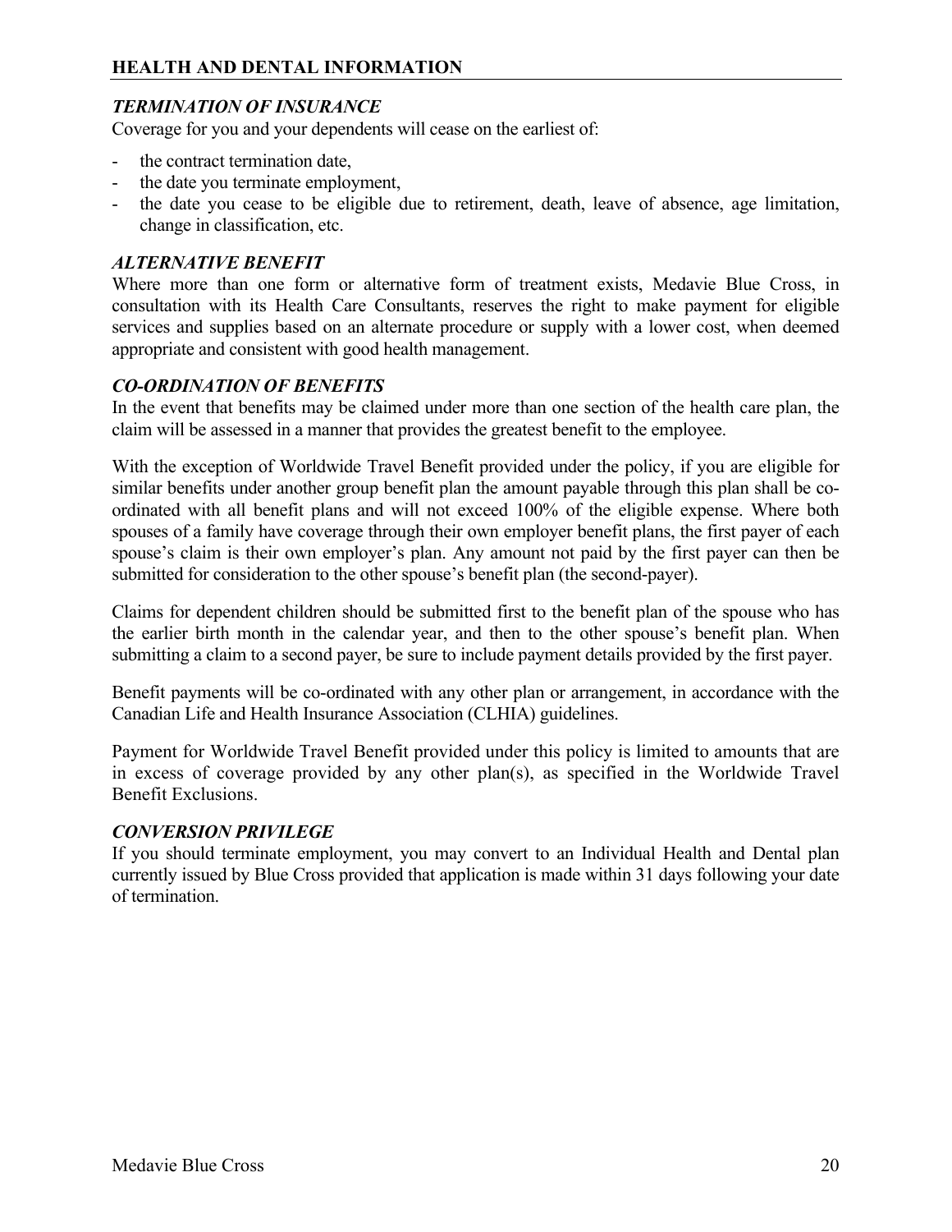## HEALTH AND DENTAL INFORMATION

### *TERMINATION OF INSURANCE*

Coverage for you and your dependents will cease on the earliest of:

- the contract termination date,
- the date you terminate employment,
- the date you cease to be eligible due to retirement, death, leave of absence, age limitation, change in classification, etc.

### *ALTERNATIVE BENEFIT*

Where more than one form or alternative form of treatment exists, Medavie Blue Cross, in consultation with its Health Care Consultants, reserves the right to make payment for eligible services and supplies based on an alternate procedure or supply with a lower cost, when deemed appropriate and consistent with good health management.

### *CO-ORDINATION OF BENEFITS*

In the event that benefits may be claimed under more than one section of the health care plan, the claim will be assessed in a manner that provides the greatest benefit to the employee.

With the exception of Worldwide Travel Benefit provided under the policy, if you are eligible for similar benefits under another group benefit plan the amount payable through this plan shall be co-ordinated with all benefit plans and will not exceed 100% of the eligible expense. Where both spouses of a family have coverage through their own employer benefit plans, the first payer of each spouse's claim is their own employer's plan. Any amount not paid by the first payer can then be submitted for consideration to the other spouse's benefit plan (the second-payer).

Claims for dependent children should be submitted first to the benefit plan of the spouse who has the earlier birth month in the calendar year, and then to the other spouse's benefit plan. When submitting a claim to a second payer, be sure to include payment details provided by the first payer.

Benefit payments will be co-ordinated with any other plan or arrangement, in accordance with the Canadian Life and Health Insurance Association (CLHIA) guidelines.

Payment for Worldwide Travel Benefit provided under this policy is limited to amounts that are in excess of coverage provided by any other plan(s), as specified in the Worldwide Travel Benefit Exclusions.

### *CONVERSION PRIVILEGE*

If you should terminate employment, you may convert to an Individual Health and Dental plan currently issued by Blue Cross provided that application is made within 31 days following your date of termination.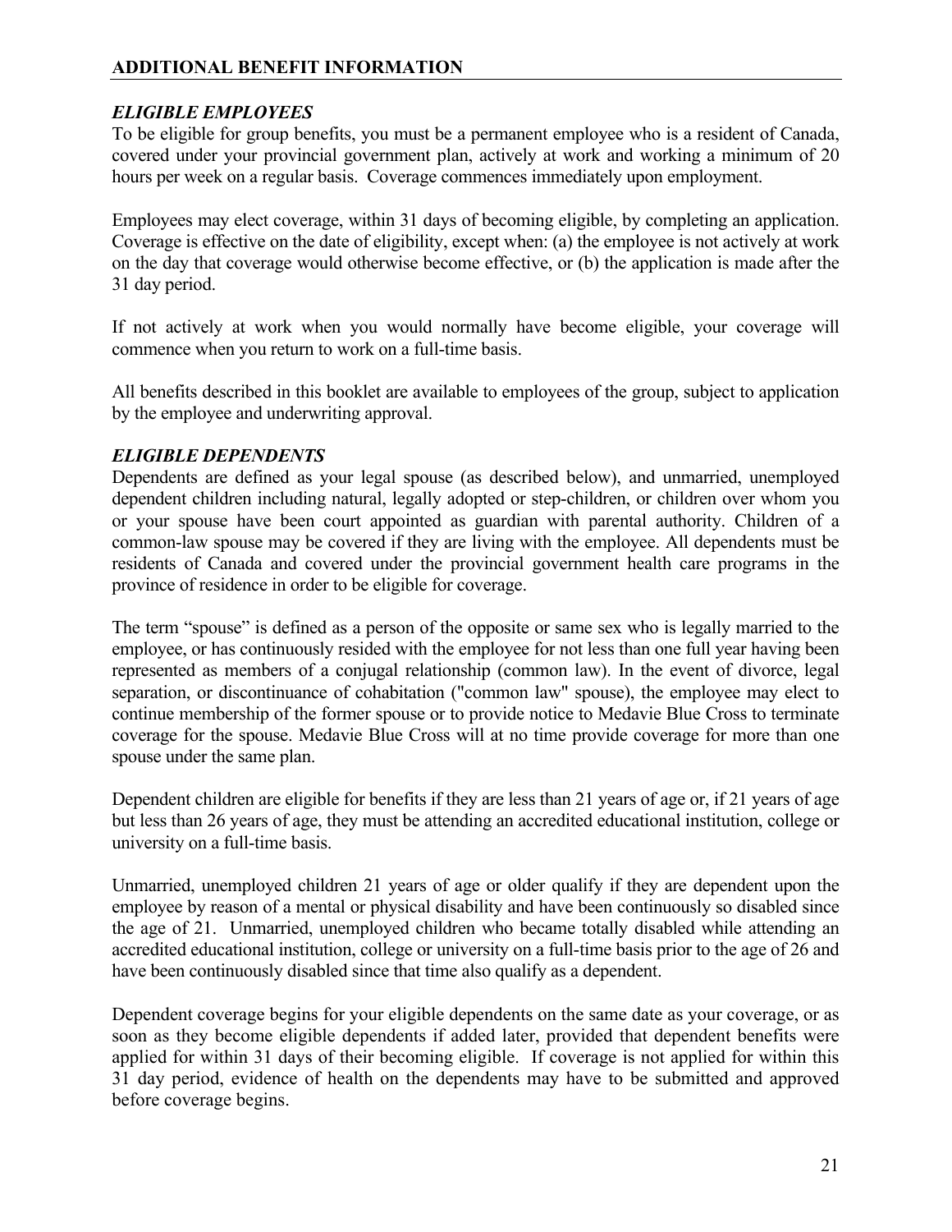## ADDITIONAL BENEFIT INFORMATION

### *ELIGIBLE EMPLOYEES*

To be eligible for group benefits, you must be a permanent employee who is a resident of Canada, covered under your provincial government plan, actively at work and working a minimum of 20 hours per week on a regular basis. Coverage commences immediately upon employment.

Employees may elect coverage, within 31 days of becoming eligible, by completing an application. Coverage is effective on the date of eligibility, except when: (a) the employee is not actively at work on the day that coverage would otherwise become effective, or (b) the application is made after the 31 day period.

If not actively at work when you would normally have become eligible, your coverage will commence when you return to work on a full-time basis.

All benefits described in this booklet are available to employees of the group, subject to application by the employee and underwriting approval.

### *ELIGIBLE DEPENDENTS*

Dependents are defined as your legal spouse (as described below), and unmarried, unemployed dependent children including natural, legally adopted or step-children, or children over whom you or your spouse have been court appointed as guardian with parental authority. Children of a common-law spouse may be covered if they are living with the employee. All dependents must be residents of Canada and covered under the provincial government health care programs in the province of residence in order to be eligible for coverage.

The term "spouse" is defined as a person of the opposite or same sex who is legally married to the employee, or has continuously resided with the employee for not less than one full year having been represented as members of a conjugal relationship (common law). In the event of divorce, legal separation, or discontinuance of cohabitation ("common law" spouse), the employee may elect to continue membership of the former spouse or to provide notice to Medavie Blue Cross to terminate coverage for the spouse. Medavie Blue Cross will at no time provide coverage for more than one spouse under the same plan.

Dependent children are eligible for benefits if they are less than 21 years of age or, if 21 years of age but less than 26 years of age, they must be attending an accredited educational institution, college or university on a full-time basis.

Unmarried, unemployed children 21 years of age or older qualify if they are dependent upon the employee by reason of a mental or physical disability and have been continuously so disabled since the age of 21. Unmarried, unemployed children who became totally disabled while attending an accredited educational institution, college or university on a full-time basis prior to the age of 26 and have been continuously disabled since that time also qualify as a dependent.

Dependent coverage begins for your eligible dependents on the same date as your coverage, or as soon as they become eligible dependents if added later, provided that dependent benefits were applied for within 31 days of their becoming eligible. If coverage is not applied for within this 31 day period, evidence of health on the dependents may have to be submitted and approved before coverage begins.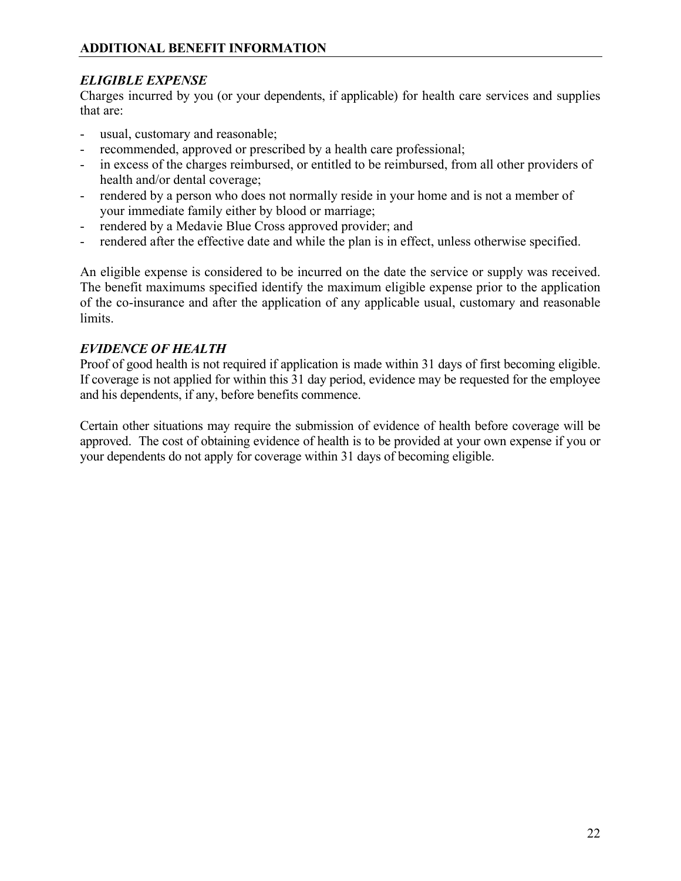## ADDITIONAL BENEFIT INFORMATION

### *ELIGIBLE EXPENSE*

Charges incurred by you (or your dependents, if applicable) for health care services and supplies that are:

- usual, customary and reasonable;
- recommended, approved or prescribed by a health care professional;
- in excess of the charges reimbursed, or entitled to be reimbursed, from all other providers of health and/or dental coverage;
- rendered by a person who does not normally reside in your home and is not a member of your immediate family either by blood or marriage;
- rendered by a Medavie Blue Cross approved provider; and
- rendered after the effective date and while the plan is in effect, unless otherwise specified.

An eligible expense is considered to be incurred on the date the service or supply was received. The benefit maximums specified identify the maximum eligible expense prior to the application of the co-insurance and after the application of any applicable usual, customary and reasonable limits.

### *EVIDENCE OF HEALTH*

Proof of good health is not required if application is made within 31 days of first becoming eligible. If coverage is not applied for within this 31 day period, evidence may be requested for the employee and his dependents, if any, before benefits commence.

Certain other situations may require the submission of evidence of health before coverage will be approved. The cost of obtaining evidence of health is to be provided at your own expense if you or your dependents do not apply for coverage within 31 days of becoming eligible.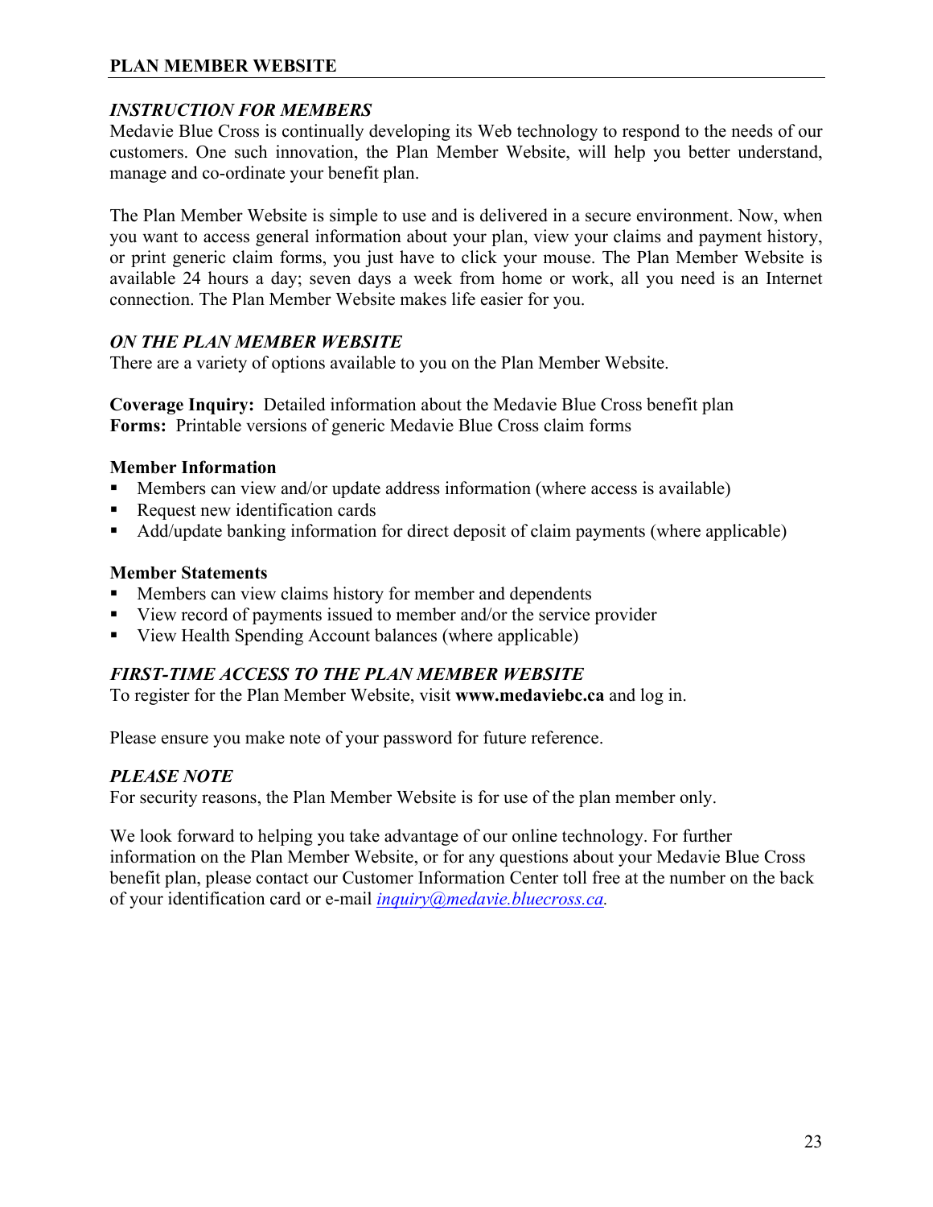## PLAN MEMBER WEBSITE

### *INSTRUCTION FOR MEMBERS*

Medavie Blue Cross is continually developing its Web technology to respond to the needs of our customers. One such innovation, the Plan Member Website, will help you better understand, manage and co-ordinate your benefit plan.

The Plan Member Website is simple to use and is delivered in a secure environment. Now, when you want to access general information about your plan, view your claims and payment history, or print generic claim forms, you just have to click your mouse. The Plan Member Website is available 24 hours a day; seven days a week from home or work, all you need is an Internet connection. The Plan Member Website makes life easier for you.

### *ON THE PLAN MEMBER WEBSITE*

There are a variety of options available to you on the Plan Member Website.

**Coverage Inquiry:** Detailed information about the Medavie Blue Cross benefit plan
**Forms:** Printable versions of generic Medavie Blue Cross claim forms

**Member Information**

- Members can view and/or update address information (where access is available)
- Request new identification cards
- Add/update banking information for direct deposit of claim payments (where applicable)

**Member Statements**

- Members can view claims history for member and dependents
- View record of payments issued to member and/or the service provider
- View Health Spending Account balances (where applicable)

### *FIRST-TIME ACCESS TO THE PLAN MEMBER WEBSITE*

To register for the Plan Member Website, visit **www.medaviebc.ca** and log in.

Please ensure you make note of your password for future reference.

### *PLEASE NOTE*

For security reasons, the Plan Member Website is for use of the plan member only.

We look forward to helping you take advantage of our online technology. For further information on the Plan Member Website, or for any questions about your Medavie Blue Cross benefit plan, please contact our Customer Information Center toll free at the number on the back of your identification card or e-mail *inquiry@medavie.bluecross.ca*.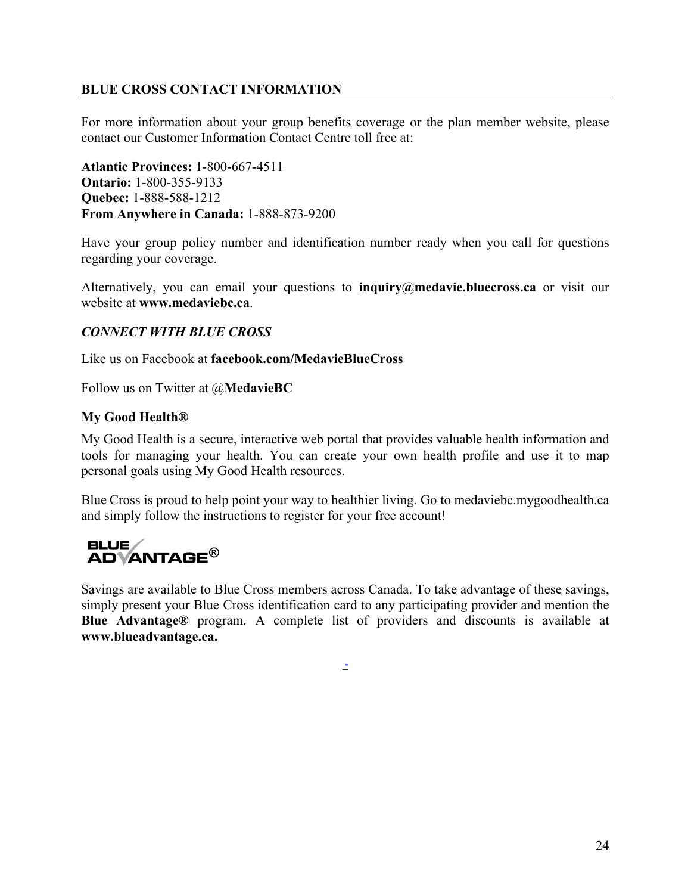## BLUE CROSS CONTACT INFORMATION

For more information about your group benefits coverage or the plan member website, please contact our Customer Information Contact Centre toll free at:

**Atlantic Provinces:** 1-800-667-4511
**Ontario:** 1-800-355-9133
**Quebec:** 1-888-588-1212
**From Anywhere in Canada:** 1-888-873-9200

Have your group policy number and identification number ready when you call for questions regarding your coverage.

Alternatively, you can email your questions to **inquiry@medavie.bluecross.ca** or visit our website at **www.medaviebc.ca**.

### *CONNECT WITH BLUE CROSS*

Like us on Facebook at **facebook.com/MedavieBlueCross**

Follow us on Twitter at @**MedavieBC**

### My Good Health®

My Good Health is a secure, interactive web portal that provides valuable health information and tools for managing your health. You can create your own health profile and use it to map personal goals using My Good Health resources.

Blue Cross is proud to help point your way to healthier living. Go to medaviebc.mygoodhealth.ca and simply follow the instructions to register for your free account!

### BLUE ADVANTAGE®

Savings are available to Blue Cross members across Canada. To take advantage of these savings, simply present your Blue Cross identification card to any participating provider and mention the **Blue Advantage®** program. A complete list of providers and discounts is available at **www.blueadvantage.ca.**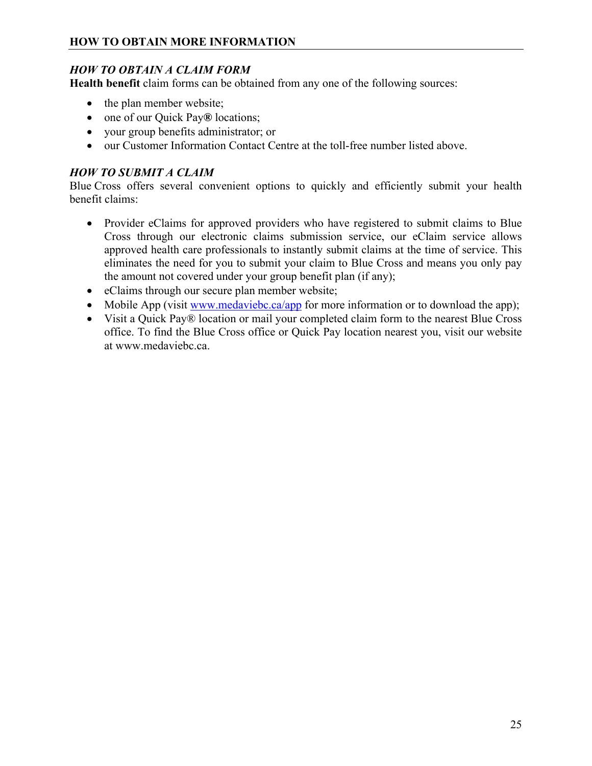## HOW TO OBTAIN MORE INFORMATION

### *HOW TO OBTAIN A CLAIM FORM*

**Health benefit** claim forms can be obtained from any one of the following sources:

- the plan member website;
- one of our Quick Pay**®** locations;
- your group benefits administrator; or
- our Customer Information Contact Centre at the toll-free number listed above.

### *HOW TO SUBMIT A CLAIM*

Blue Cross offers several convenient options to quickly and efficiently submit your health benefit claims:

- Provider eClaims for approved providers who have registered to submit claims to Blue Cross through our electronic claims submission service, our eClaim service allows approved health care professionals to instantly submit claims at the time of service. This eliminates the need for you to submit your claim to Blue Cross and means you only pay the amount not covered under your group benefit plan (if any);
- eClaims through our secure plan member website;
- Mobile App (visit www.medaviebc.ca/app for more information or to download the app);
- Visit a Quick Pay® location or mail your completed claim form to the nearest Blue Cross office. To find the Blue Cross office or Quick Pay location nearest you, visit our website at www.medaviebc.ca.